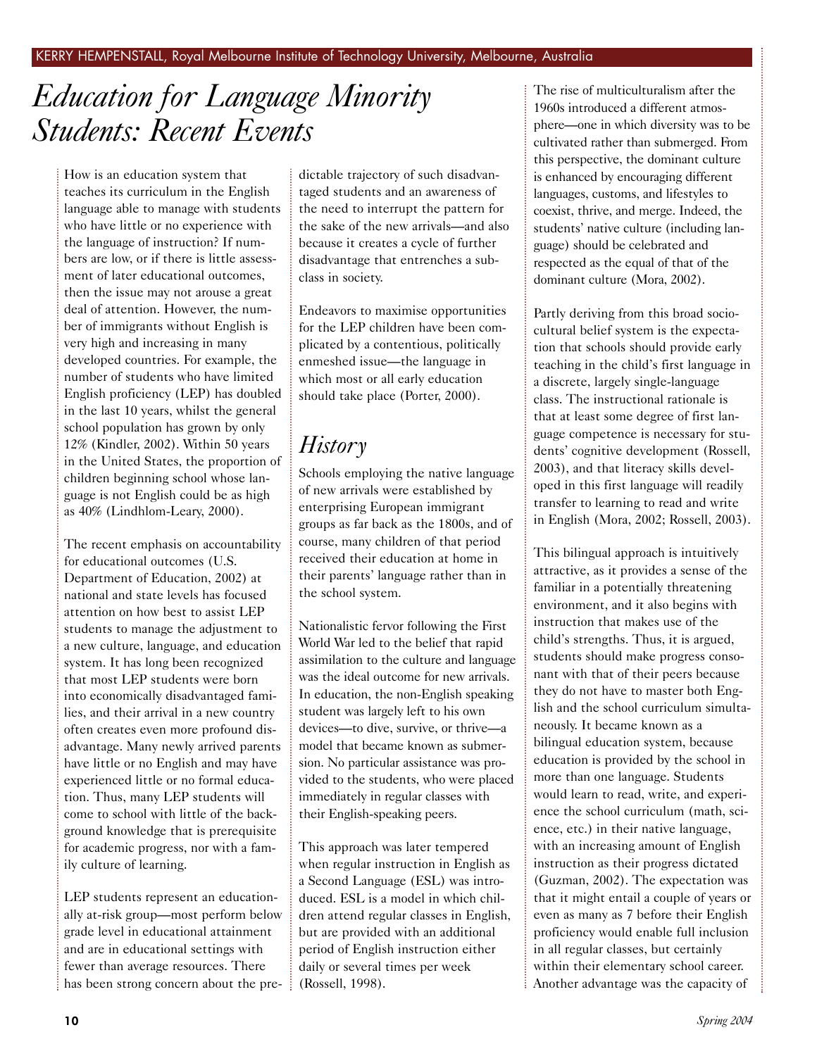KERRY HEMPENSTALL, Royal Melbourne Institute of Technology University, Melbourne, Australia

# *Education for Language Minority Students: Recent Events*

How is an education system that teaches its curriculum in the English language able to manage with students who have little or no experience with the language of instruction? If numbers are low, or if there is little assessment of later educational outcomes, then the issue may not arouse a great deal of attention. However, the number of immigrants without English is very high and increasing in many developed countries. For example, the number of students who have limited English proficiency (LEP) has doubled in the last 10 years, whilst the general school population has grown by only 12% (Kindler, 2002). Within 50 years in the United States, the proportion of children beginning school whose language is not English could be as high as 40% (Lindhlom-Leary, 2000).

The recent emphasis on accountability for educational outcomes (U.S. Department of Education, 2002) at national and state levels has focused attention on how best to assist LEP students to manage the adjustment to a new culture, language, and education system. It has long been recognized that most LEP students were born into economically disadvantaged families, and their arrival in a new country often creates even more profound disadvantage. Many newly arrived parents have little or no English and may have experienced little or no formal education. Thus, many LEP students will come to school with little of the background knowledge that is prerequisite for academic progress, nor with a family culture of learning.

LEP students represent an educationally at-risk group—most perform below grade level in educational attainment and are in educational settings with fewer than average resources. There has been strong concern about the predictable trajectory of such disadvantaged students and an awareness of the need to interrupt the pattern for the sake of the new arrivals—and also because it creates a cycle of further disadvantage that entrenches a subclass in society.

Endeavors to maximise opportunities for the LEP children have been complicated by a contentious, politically enmeshed issue—the language in which most or all early education should take place (Porter, 2000).

## *History*

Schools employing the native language of new arrivals were established by enterprising European immigrant groups as far back as the 1800s, and of course, many children of that period received their education at home in their parents' language rather than in the school system.

Nationalistic fervor following the First World War led to the belief that rapid assimilation to the culture and language was the ideal outcome for new arrivals. In education, the non-English speaking student was largely left to his own devices—to dive, survive, or thrive—a model that became known as submersion. No particular assistance was provided to the students, who were placed immediately in regular classes with their English-speaking peers.

This approach was later tempered when regular instruction in English as a Second Language (ESL) was introduced. ESL is a model in which children attend regular classes in English, but are provided with an additional period of English instruction either daily or several times per week (Rossell, 1998).

The rise of multiculturalism after the 1960s introduced a different atmosphere—one in which diversity was to be cultivated rather than submerged. From this perspective, the dominant culture is enhanced by encouraging different languages, customs, and lifestyles to coexist, thrive, and merge. Indeed, the students' native culture (including language) should be celebrated and respected as the equal of that of the dominant culture (Mora, 2002).

Partly deriving from this broad sociocultural belief system is the expectation that schools should provide early teaching in the child's first language in a discrete, largely single-language class. The instructional rationale is that at least some degree of first language competence is necessary for students' cognitive development (Rossell, 2003), and that literacy skills developed in this first language will readily transfer to learning to read and write in English (Mora, 2002; Rossell, 2003).

This bilingual approach is intuitively attractive, as it provides a sense of the familiar in a potentially threatening environment, and it also begins with instruction that makes use of the child's strengths. Thus, it is argued, students should make progress consonant with that of their peers because they do not have to master both English and the school curriculum simultaneously. It became known as a bilingual education system, because education is provided by the school in more than one language. Students would learn to read, write, and experience the school curriculum (math, science, etc.) in their native language, with an increasing amount of English instruction as their progress dictated (Guzman, 2002). The expectation was that it might entail a couple of years or even as many as 7 before their English proficiency would enable full inclusion in all regular classes, but certainly within their elementary school career. Another advantage was the capacity of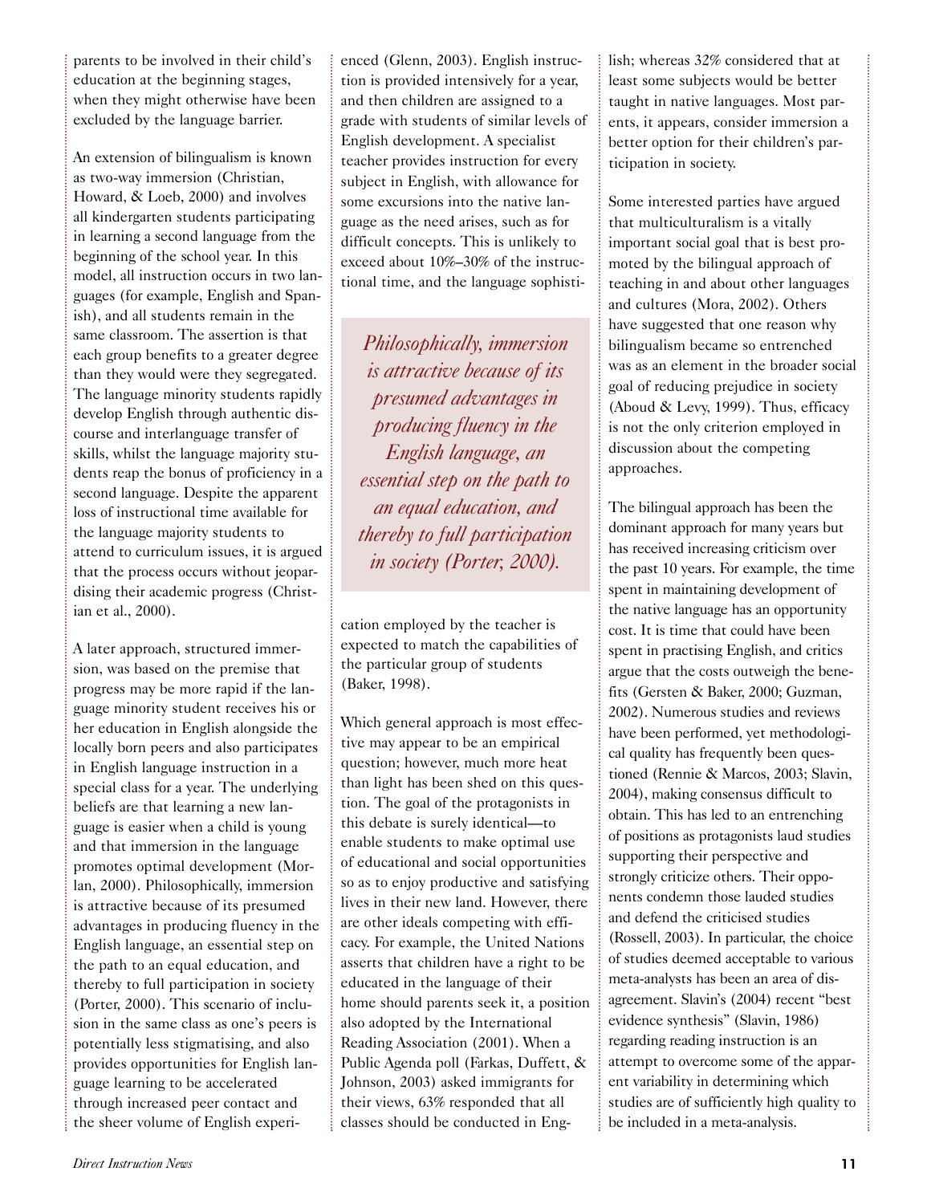parents to be involved in their child's education at the beginning stages, when they might otherwise have been excluded by the language barrier.

An extension of bilingualism is known as two-way immersion (Christian, Howard, & Loeb, 2000) and involves all kindergarten students participating in learning a second language from the beginning of the school year. In this model, all instruction occurs in two languages (for example, English and Spanish), and all students remain in the same classroom. The assertion is that each group benefits to a greater degree than they would were they segregated. The language minority students rapidly develop English through authentic discourse and interlanguage transfer of skills, whilst the language majority students reap the bonus of proficiency in a second language. Despite the apparent loss of instructional time available for the language majority students to attend to curriculum issues, it is argued that the process occurs without jeopardising their academic progress (Christian et al., 2000).

A later approach, structured immersion, was based on the premise that progress may be more rapid if the language minority student receives his or her education in English alongside the locally born peers and also participates in English language instruction in a special class for a year. The underlying beliefs are that learning a new language is easier when a child is young and that immersion in the language promotes optimal development (Morlan, 2000). Philosophically, immersion is attractive because of its presumed advantages in producing fluency in the English language, an essential step on the path to an equal education, and thereby to full participation in society (Porter, 2000). This scenario of inclusion in the same class as one's peers is potentially less stigmatising, and also provides opportunities for English language learning to be accelerated through increased peer contact and the sheer volume of English experienced (Glenn, 2003). English instruction is provided intensively for a year, and then children are assigned to a grade with students of similar levels of English development. A specialist teacher provides instruction for every subject in English, with allowance for some excursions into the native language as the need arises, such as for difficult concepts. This is unlikely to exceed about 10%–30% of the instructional time, and the language sophistication employed by the teacher is expected to match the capabilities of the particular group of students (Baker, 1998).

> *Philosophically, immersion is attractive because of its presumed advantages in producing fluency in the English language, an essential step on the path to an equal education, and thereby to full participation in society (Porter, 2000).*

Which general approach is most effective may appear to be an empirical question; however, much more heat than light has been shed on this question. The goal of the protagonists in this debate is surely identical—to enable students to make optimal use of educational and social opportunities so as to enjoy productive and satisfying lives in their new land. However, there are other ideals competing with efficacy. For example, the United Nations asserts that children have a right to be educated in the language of their home should parents seek it, a position also adopted by the International Reading Association (2001). When a Public Agenda poll (Farkas, Duffett, & Johnson, 2003) asked immigrants for their views, 63% responded that all classes should be conducted in English; whereas 32% considered that at least some subjects would be better taught in native languages. Most parents, it appears, consider immersion a better option for their children's participation in society.

Some interested parties have argued that multiculturalism is a vitally important social goal that is best promoted by the bilingual approach of teaching in and about other languages and cultures (Mora, 2002). Others have suggested that one reason why bilingualism became so entrenched was as an element in the broader social goal of reducing prejudice in society (Aboud & Levy, 1999). Thus, efficacy is not the only criterion employed in discussion about the competing approaches.

The bilingual approach has been the dominant approach for many years but has received increasing criticism over the past 10 years. For example, the time spent in maintaining development of the native language has an opportunity cost. It is time that could have been spent in practising English, and critics argue that the costs outweigh the benefits (Gersten & Baker, 2000; Guzman, 2002). Numerous studies and reviews have been performed, yet methodological quality has frequently been questioned (Rennie & Marcos, 2003; Slavin, 2004), making consensus difficult to obtain. This has led to an entrenching of positions as protagonists laud studies supporting their perspective and strongly criticize others. Their opponents condemn those lauded studies and defend the criticised studies (Rossell, 2003). In particular, the choice of studies deemed acceptable to various meta-analysts has been an area of disagreement. Slavin's (2004) recent "best evidence synthesis" (Slavin, 1986) regarding reading instruction is an attempt to overcome some of the apparent variability in determining which studies are of sufficiently high quality to be included in a meta-analysis.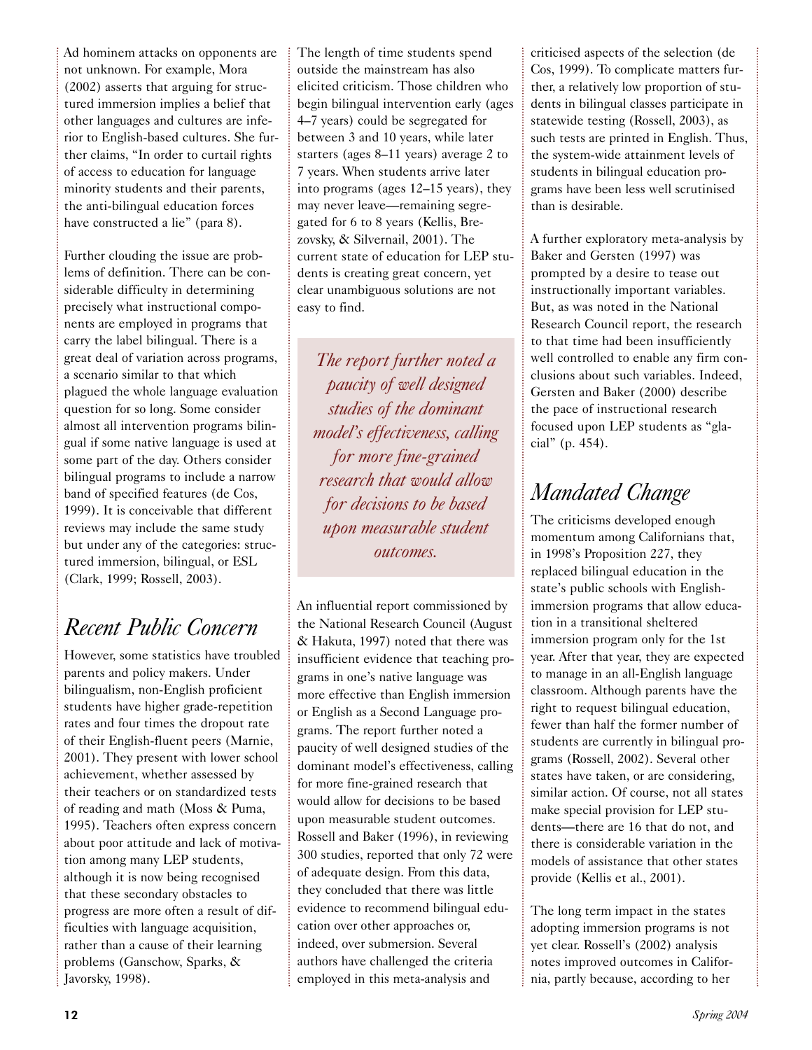Ad hominem attacks on opponents are not unknown. For example, Mora (2002) asserts that arguing for structured immersion implies a belief that other languages and cultures are inferior to English-based cultures. She further claims, "In order to curtail rights of access to education for language minority students and their parents, the anti-bilingual education forces have constructed a lie" (para 8).

Further clouding the issue are problems of definition. There can be considerable difficulty in determining precisely what instructional components are employed in programs that carry the label bilingual. There is a great deal of variation across programs, a scenario similar to that which plagued the whole language evaluation question for so long. Some consider almost all intervention programs bilingual if some native language is used at some part of the day. Others consider bilingual programs to include a narrow band of specified features (de Cos, 1999). It is conceivable that different reviews may include the same study but under any of the categories: structured immersion, bilingual, or ESL (Clark, 1999; Rossell, 2003).

## Recent Public Concern

However, some statistics have troubled parents and policy makers. Under bilingualism, non-English proficient students have higher grade-repetition rates and four times the dropout rate of their English-fluent peers (Marnie, 2001). They present with lower school achievement, whether assessed by their teachers or on standardized tests of reading and math (Moss & Puma, 1995). Teachers often express concern about poor attitude and lack of motivation among many LEP students, although it is now being recognised that these secondary obstacles to progress are more often a result of difficulties with language acquisition, rather than a cause of their learning problems (Ganschow, Sparks, & Javorsky, 1998).

The length of time students spend outside the mainstream has also elicited criticism. Those children who begin bilingual intervention early (ages 4–7 years) could be segregated for between 3 and 10 years, while later starters (ages 8–11 years) average 2 to 7 years. When students arrive later into programs (ages 12–15 years), they may never leave—remaining segregated for 6 to 8 years (Kellis, Brezovsky, & Silvernail, 2001). The current state of education for LEP students is creating great concern, yet clear unambiguous solutions are not easy to find.

*The report further noted a paucity of well designed studies of the dominant model's effectiveness, calling for more fine-grained research that would allow for decisions to be based upon measurable student outcomes.*

An influential report commissioned by the National Research Council (August & Hakuta, 1997) noted that there was insufficient evidence that teaching programs in one's native language was more effective than English immersion or English as a Second Language programs. The report further noted a paucity of well designed studies of the dominant model's effectiveness, calling for more fine-grained research that would allow for decisions to be based upon measurable student outcomes. Rossell and Baker (1996), in reviewing 300 studies, reported that only 72 were of adequate design. From this data, they concluded that there was little evidence to recommend bilingual education over other approaches or, indeed, over submersion. Several authors have challenged the criteria employed in this meta-analysis and criticised aspects of the selection (de Cos, 1999). To complicate matters further, a relatively low proportion of students in bilingual classes participate in statewide testing (Rossell, 2003), as such tests are printed in English. Thus, the system-wide attainment levels of students in bilingual education programs have been less well scrutinised than is desirable.

A further exploratory meta-analysis by Baker and Gersten (1997) was prompted by a desire to tease out instructionally important variables. But, as was noted in the National Research Council report, the research to that time had been insufficiently well controlled to enable any firm conclusions about such variables. Indeed, Gersten and Baker (2000) describe the pace of instructional research focused upon LEP students as "glacial" (p. 454).

## Mandated Change

The criticisms developed enough momentum among Californians that, in 1998's Proposition 227, they replaced bilingual education in the state's public schools with English-immersion programs that allow education in a transitional sheltered immersion program only for the 1st year. After that year, they are expected to manage in an all-English language classroom. Although parents have the right to request bilingual education, fewer than half the former number of students are currently in bilingual programs (Rossell, 2002). Several other states have taken, or are considering, similar action. Of course, not all states make special provision for LEP students—there are 16 that do not, and there is considerable variation in the models of assistance that other states provide (Kellis et al., 2001).

The long term impact in the states adopting immersion programs is not yet clear. Rossell's (2002) analysis notes improved outcomes in California, partly because, according to her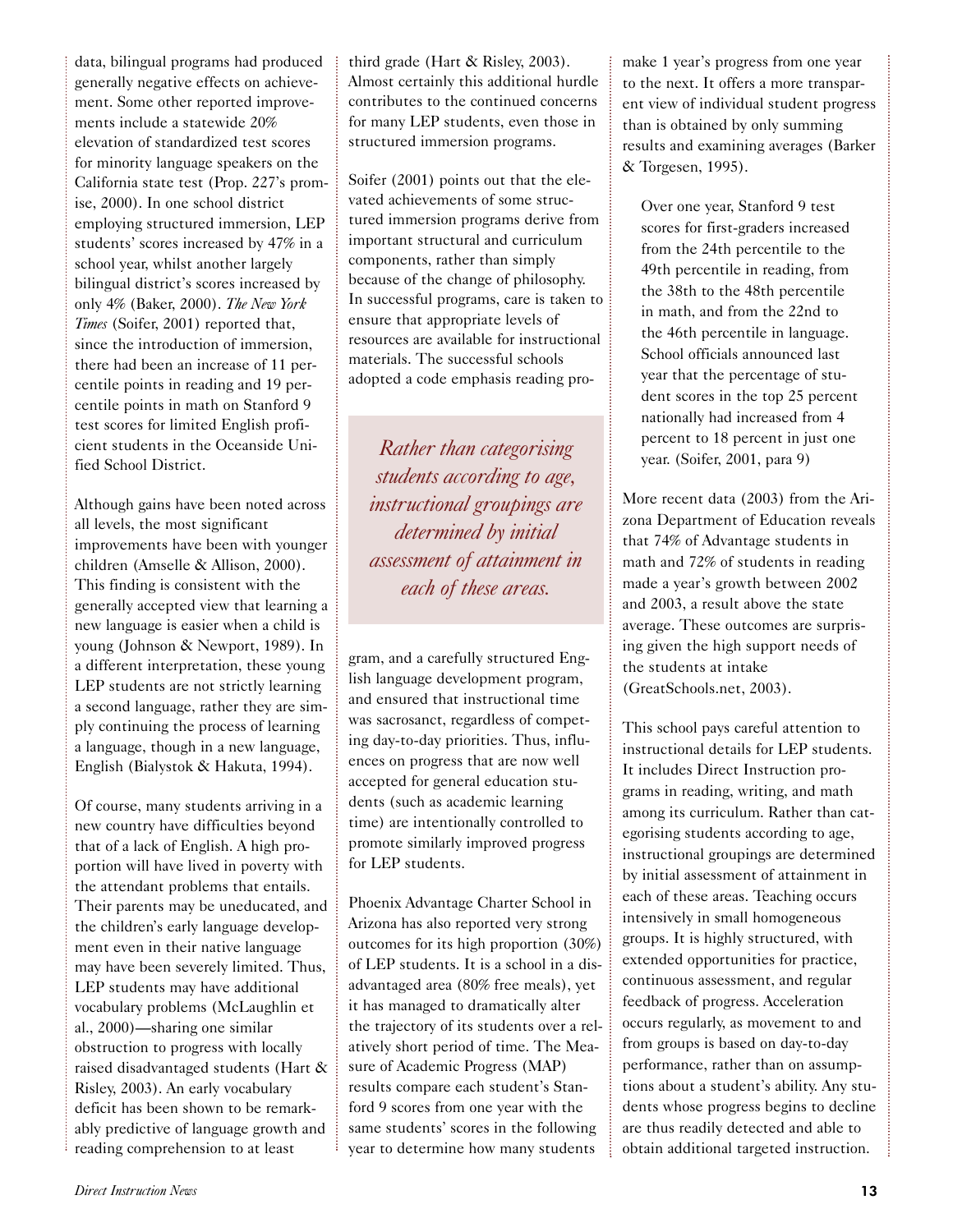data, bilingual programs had produced generally negative effects on achievement. Some other reported improvements include a statewide 20% elevation of standardized test scores for minority language speakers on the California state test (Prop. 227's promise, 2000). In one school district employing structured immersion, LEP students' scores increased by 47% in a school year, whilst another largely bilingual district's scores increased by only 4% (Baker, 2000). *The New York Times* (Soifer, 2001) reported that, since the introduction of immersion, there had been an increase of 11 percentile points in reading and 19 percentile points in math on Stanford 9 test scores for limited English proficient students in the Oceanside Unified School District.

Although gains have been noted across all levels, the most significant improvements have been with younger children (Amselle & Allison, 2000). This finding is consistent with the generally accepted view that learning a new language is easier when a child is young (Johnson & Newport, 1989). In a different interpretation, these young LEP students are not strictly learning a second language, rather they are simply continuing the process of learning a language, though in a new language, English (Bialystok & Hakuta, 1994).

Of course, many students arriving in a new country have difficulties beyond that of a lack of English. A high proportion will have lived in poverty with the attendant problems that entails. Their parents may be uneducated, and the children's early language development even in their native language may have been severely limited. Thus, LEP students may have additional vocabulary problems (McLaughlin et al., 2000)—sharing one similar obstruction to progress with locally raised disadvantaged students (Hart & Risley, 2003). An early vocabulary deficit has been shown to be remarkably predictive of language growth and reading comprehension to at least third grade (Hart & Risley, 2003). Almost certainly this additional hurdle contributes to the continued concerns for many LEP students, even those in structured immersion programs.

Soifer (2001) points out that the elevated achievements of some structured immersion programs derive from important structural and curriculum components, rather than simply because of the change of philosophy. In successful programs, care is taken to ensure that appropriate levels of resources are available for instructional materials. The successful schools adopted a code emphasis reading program, and a carefully structured English language development program, and ensured that instructional time was sacrosanct, regardless of competing day-to-day priorities. Thus, influences on progress that are now well accepted for general education students (such as academic learning time) are intentionally controlled to promote similarly improved progress for LEP students.

> *Rather than categorising students according to age, instructional groupings are determined by initial assessment of attainment in each of these areas.*

Phoenix Advantage Charter School in Arizona has also reported very strong outcomes for its high proportion (30%) of LEP students. It is a school in a disadvantaged area (80% free meals), yet it has managed to dramatically alter the trajectory of its students over a relatively short period of time. The Measure of Academic Progress (MAP) results compare each student's Stanford 9 scores from one year with the same students' scores in the following year to determine how many students make 1 year's progress from one year to the next. It offers a more transparent view of individual student progress than is obtained by only summing results and examining averages (Barker & Torgesen, 1995).

> Over one year, Stanford 9 test scores for first-graders increased from the 24th percentile to the 49th percentile in reading, from the 38th to the 48th percentile in math, and from the 22nd to the 46th percentile in language. School officials announced last year that the percentage of student scores in the top 25 percent nationally had increased from 4 percent to 18 percent in just one year. (Soifer, 2001, para 9)

More recent data (2003) from the Arizona Department of Education reveals that 74% of Advantage students in math and 72% of students in reading made a year's growth between 2002 and 2003, a result above the state average. These outcomes are surprising given the high support needs of the students at intake (GreatSchools.net, 2003).

This school pays careful attention to instructional details for LEP students. It includes Direct Instruction programs in reading, writing, and math among its curriculum. Rather than categorising students according to age, instructional groupings are determined by initial assessment of attainment in each of these areas. Teaching occurs intensively in small homogeneous groups. It is highly structured, with extended opportunities for practice, continuous assessment, and regular feedback of progress. Acceleration occurs regularly, as movement to and from groups is based on day-to-day performance, rather than on assumptions about a student's ability. Any students whose progress begins to decline are thus readily detected and able to obtain additional targeted instruction.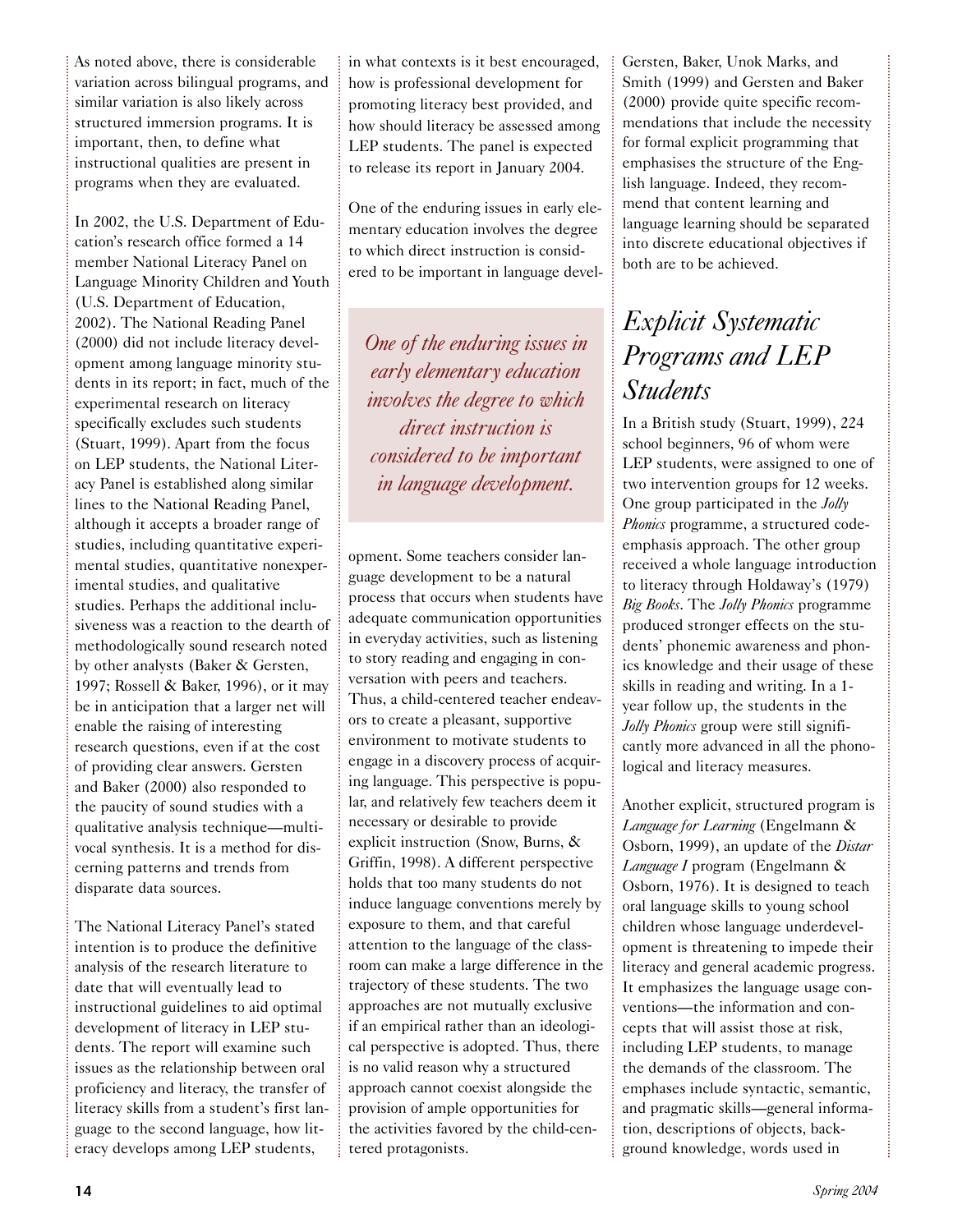As noted above, there is considerable variation across bilingual programs, and similar variation is also likely across structured immersion programs. It is important, then, to define what instructional qualities are present in programs when they are evaluated.

In 2002, the U.S. Department of Education's research office formed a 14 member National Literacy Panel on Language Minority Children and Youth (U.S. Department of Education, 2002). The National Reading Panel (2000) did not include literacy development among language minority students in its report; in fact, much of the experimental research on literacy specifically excludes such students (Stuart, 1999). Apart from the focus on LEP students, the National Literacy Panel is established along similar lines to the National Reading Panel, although it accepts a broader range of studies, including quantitative experimental studies, quantitative nonexperimental studies, and qualitative studies. Perhaps the additional inclusiveness was a reaction to the dearth of methodologically sound research noted by other analysts (Baker & Gersten, 1997; Rossell & Baker, 1996), or it may be in anticipation that a larger net will enable the raising of interesting research questions, even if at the cost of providing clear answers. Gersten and Baker (2000) also responded to the paucity of sound studies with a qualitative analysis technique—multivocal synthesis. It is a method for discerning patterns and trends from disparate data sources.

The National Literacy Panel's stated intention is to produce the definitive analysis of the research literature to date that will eventually lead to instructional guidelines to aid optimal development of literacy in LEP students. The report will examine such issues as the relationship between oral proficiency and literacy, the transfer of literacy skills from a student's first language to the second language, how literacy develops among LEP students, in what contexts is it best encouraged, how is professional development for promoting literacy best provided, and how should literacy be assessed among LEP students. The panel is expected to release its report in January 2004.

One of the enduring issues in early elementary education involves the degree to which direct instruction is considered to be important in language development. Some teachers consider language development to be a natural process that occurs when students have adequate communication opportunities in everyday activities, such as listening to story reading and engaging in conversation with peers and teachers. Thus, a child-centered teacher endeavors to create a pleasant, supportive environment to motivate students to engage in a discovery process of acquiring language. This perspective is popular, and relatively few teachers deem it necessary or desirable to provide explicit instruction (Snow, Burns, & Griffin, 1998). A different perspective holds that too many students do not induce language conventions merely by exposure to them, and that careful attention to the language of the classroom can make a large difference in the trajectory of these students. The two approaches are not mutually exclusive if an empirical rather than an ideological perspective is adopted. Thus, there is no valid reason why a structured approach cannot coexist alongside the provision of ample opportunities for the activities favored by the child-centered protagonists.

> *One of the enduring issues in early elementary education involves the degree to which direct instruction is considered to be important in language development.*

Gersten, Baker, Unok Marks, and Smith (1999) and Gersten and Baker (2000) provide quite specific recommendations that include the necessity for formal explicit programming that emphasises the structure of the English language. Indeed, they recommend that content learning and language learning should be separated into discrete educational objectives if both are to be achieved.

## *Explicit Systematic Programs and LEP Students*

In a British study (Stuart, 1999), 224 school beginners, 96 of whom were LEP students, were assigned to one of two intervention groups for 12 weeks. One group participated in the *Jolly Phonics* programme, a structured code-emphasis approach. The other group received a whole language introduction to literacy through Holdaway's (1979) *Big Books*. The *Jolly Phonics* programme produced stronger effects on the students' phonemic awareness and phonics knowledge and their usage of these skills in reading and writing. In a 1-year follow up, the students in the *Jolly Phonics* group were still significantly more advanced in all the phonological and literacy measures.

Another explicit, structured program is *Language for Learning* (Engelmann & Osborn, 1999), an update of the *Distar Language I* program (Engelmann & Osborn, 1976). It is designed to teach oral language skills to young school children whose language underdevelopment is threatening to impede their literacy and general academic progress. It emphasizes the language usage conventions—the information and concepts that will assist those at risk, including LEP students, to manage the demands of the classroom. The emphases include syntactic, semantic, and pragmatic skills—general information, descriptions of objects, background knowledge, words used in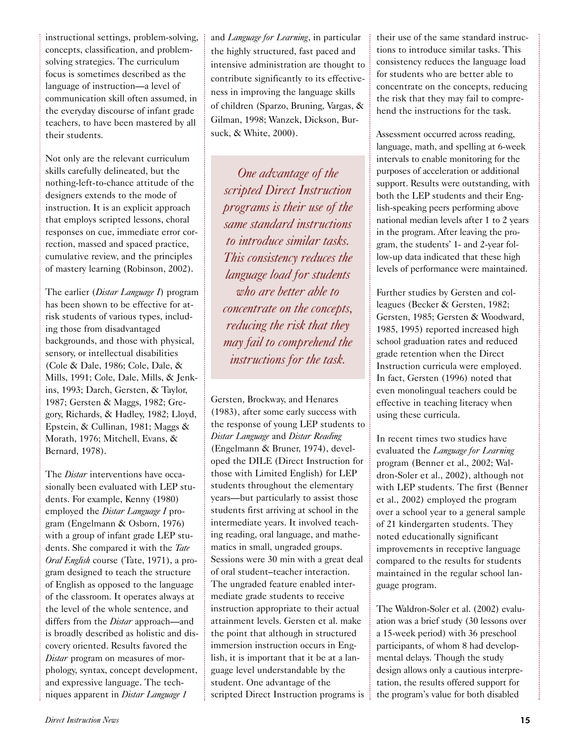instructional settings, problem-solving, concepts, classification, and problem-solving strategies. The curriculum focus is sometimes described as the language of instruction—a level of communication skill often assumed, in the everyday discourse of infant grade teachers, to have been mastered by all their students.

Not only are the relevant curriculum skills carefully delineated, but the nothing-left-to-chance attitude of the designers extends to the mode of instruction. It is an explicit approach that employs scripted lessons, choral responses on cue, immediate error correction, massed and spaced practice, cumulative review, and the principles of mastery learning (Robinson, 2002).

The earlier (*Distar Language I*) program has been shown to be effective for at-risk students of various types, including those from disadvantaged backgrounds, and those with physical, sensory, or intellectual disabilities (Cole & Dale, 1986; Cole, Dale, & Mills, 1991; Cole, Dale, Mills, & Jenkins, 1993; Darch, Gersten, & Taylor, 1987; Gersten & Maggs, 1982; Gregory, Richards, & Hadley, 1982; Lloyd, Epstein, & Cullinan, 1981; Maggs & Morath, 1976; Mitchell, Evans, & Bernard, 1978).

The *Distar* interventions have occasionally been evaluated with LEP students. For example, Kenny (1980) employed the *Distar Language I* program (Engelmann & Osborn, 1976) with a group of infant grade LEP students. She compared it with the *Tate Oral English* course (Tate, 1971), a program designed to teach the structure of English as opposed to the language of the classroom. It operates always at the level of the whole sentence, and differs from the *Distar* approach—and is broadly described as holistic and discovery oriented. Results favored the *Distar* program on measures of morphology, syntax, concept development, and expressive language. The techniques apparent in *Distar Language 1* and *Language for Learning*, in particular the highly structured, fast paced and intensive administration are thought to contribute significantly to its effectiveness in improving the language skills of children (Sparzo, Bruning, Vargas, & Gilman, 1998; Wanzek, Dickson, Bursuck, & White, 2000).

*One advantage of the scripted Direct Instruction programs is their use of the same standard instructions to introduce similar tasks. This consistency reduces the language load for students who are better able to concentrate on the concepts, reducing the risk that they may fail to comprehend the instructions for the task.*

Gersten, Brockway, and Henares (1983), after some early success with the response of young LEP students to *Distar Language* and *Distar Reading* (Engelmann & Bruner, 1974), developed the DILE (Direct Instruction for those with Limited English) for LEP students throughout the elementary years—but particularly to assist those students first arriving at school in the intermediate years. It involved teaching reading, oral language, and mathematics in small, ungraded groups. Sessions were 30 min with a great deal of oral student–teacher interaction. The ungraded feature enabled intermediate grade students to receive instruction appropriate to their actual attainment levels. Gersten et al. make the point that although in structured immersion instruction occurs in English, it is important that it be at a language level understandable by the student. One advantage of the scripted Direct Instruction programs is their use of the same standard instructions to introduce similar tasks. This consistency reduces the language load for students who are better able to concentrate on the concepts, reducing the risk that they may fail to comprehend the instructions for the task.

Assessment occurred across reading, language, math, and spelling at 6-week intervals to enable monitoring for the purposes of acceleration or additional support. Results were outstanding, with both the LEP students and their English-speaking peers performing above national median levels after 1 to 2 years in the program. After leaving the program, the students' 1- and 2-year follow-up data indicated that these high levels of performance were maintained.

Further studies by Gersten and colleagues (Becker & Gersten, 1982; Gersten, 1985; Gersten & Woodward, 1985, 1995) reported increased high school graduation rates and reduced grade retention when the Direct Instruction curricula were employed. In fact, Gersten (1996) noted that even monolingual teachers could be effective in teaching literacy when using these curricula.

In recent times two studies have evaluated the *Language for Learning* program (Benner et al., 2002; Waldron-Soler et al., 2002), although not with LEP students. The first (Benner et al., 2002) employed the program over a school year to a general sample of 21 kindergarten students. They noted educationally significant improvements in receptive language compared to the results for students maintained in the regular school language program.

The Waldron-Soler et al. (2002) evaluation was a brief study (30 lessons over a 15-week period) with 36 preschool participants, of whom 8 had developmental delays. Though the study design allows only a cautious interpretation, the results offered support for the program's value for both disabled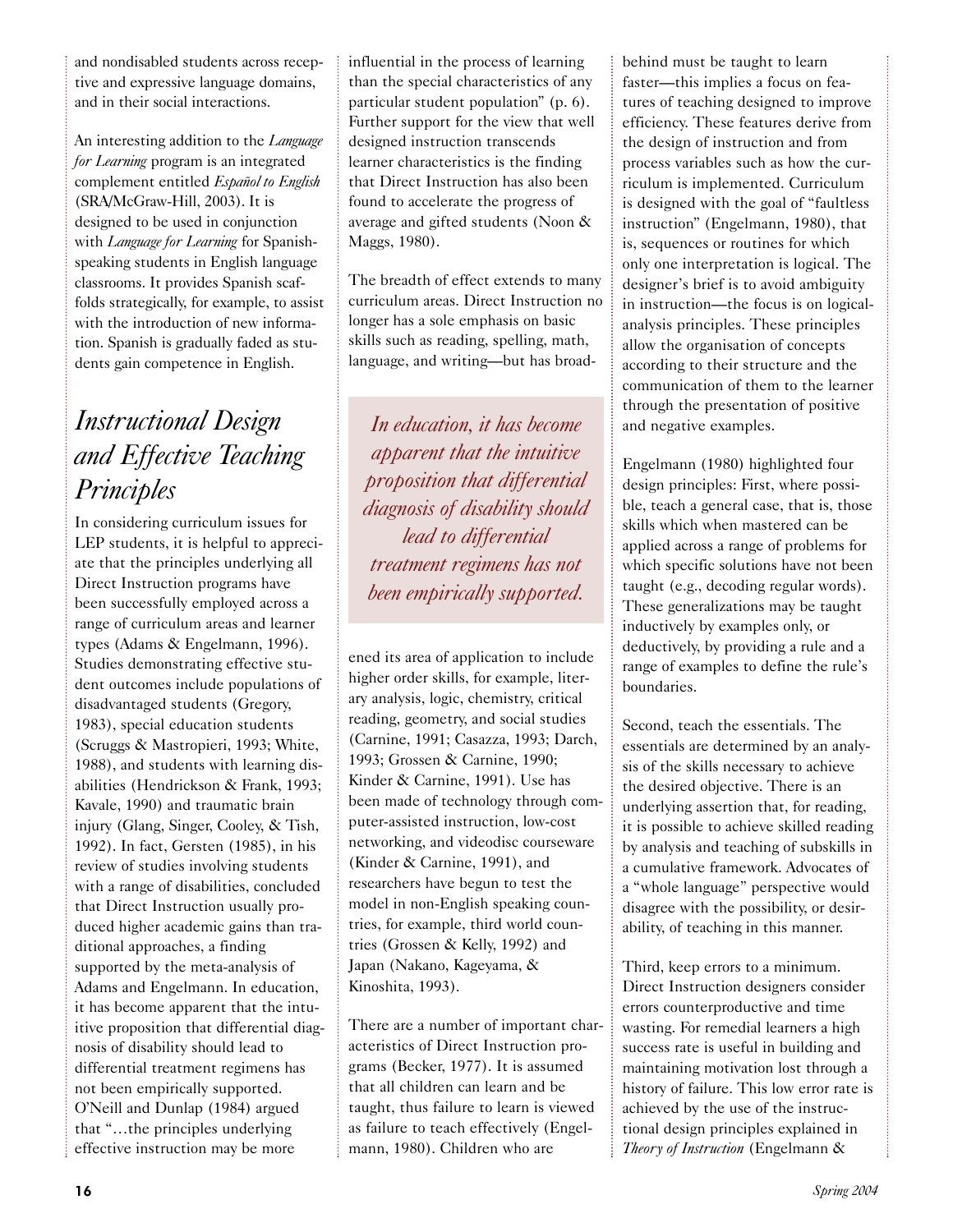and nondisabled students across receptive and expressive language domains, and in their social interactions.

An interesting addition to the *Language for Learning* program is an integrated complement entitled *Español to English* (SRA/McGraw-Hill, 2003). It is designed to be used in conjunction with *Language for Learning* for Spanish-speaking students in English language classrooms. It provides Spanish scaffolds strategically, for example, to assist with the introduction of new information. Spanish is gradually faded as students gain competence in English.

## *Instructional Design and Effective Teaching Principles*

In considering curriculum issues for LEP students, it is helpful to appreciate that the principles underlying all Direct Instruction programs have been successfully employed across a range of curriculum areas and learner types (Adams & Engelmann, 1996). Studies demonstrating effective student outcomes include populations of disadvantaged students (Gregory, 1983), special education students (Scruggs & Mastropieri, 1993; White, 1988), and students with learning disabilities (Hendrickson & Frank, 1993; Kavale, 1990) and traumatic brain injury (Glang, Singer, Cooley, & Tish, 1992). In fact, Gersten (1985), in his review of studies involving students with a range of disabilities, concluded that Direct Instruction usually produced higher academic gains than traditional approaches, a finding supported by the meta-analysis of Adams and Engelmann. In education, it has become apparent that the intuitive proposition that differential diagnosis of disability should lead to differential treatment regimens has not been empirically supported. O'Neill and Dunlap (1984) argued that "…the principles underlying effective instruction may be more influential in the process of learning than the special characteristics of any particular student population" (p. 6). Further support for the view that well designed instruction transcends learner characteristics is the finding that Direct Instruction has also been found to accelerate the progress of average and gifted students (Noon & Maggs, 1980).

The breadth of effect extends to many curriculum areas. Direct Instruction no longer has a sole emphasis on basic skills such as reading, spelling, math, language, and writing—but has broadened its area of application to include higher order skills, for example, literary analysis, logic, chemistry, critical reading, geometry, and social studies (Carnine, 1991; Casazza, 1993; Darch, 1993; Grossen & Carnine, 1990; Kinder & Carnine, 1991). Use has been made of technology through computer-assisted instruction, low-cost networking, and videodisc courseware (Kinder & Carnine, 1991), and researchers have begun to test the model in non-English speaking countries, for example, third world countries (Grossen & Kelly, 1992) and Japan (Nakano, Kageyama, & Kinoshita, 1993).

> *In education, it has become apparent that the intuitive proposition that differential diagnosis of disability should lead to differential treatment regimens has not been empirically supported.*

There are a number of important characteristics of Direct Instruction programs (Becker, 1977). It is assumed that all children can learn and be taught, thus failure to learn is viewed as failure to teach effectively (Engelmann, 1980). Children who are behind must be taught to learn faster—this implies a focus on features of teaching designed to improve efficiency. These features derive from the design of instruction and from process variables such as how the curriculum is implemented. Curriculum is designed with the goal of "faultless instruction" (Engelmann, 1980), that is, sequences or routines for which only one interpretation is logical. The designer's brief is to avoid ambiguity in instruction—the focus is on logical-analysis principles. These principles allow the organisation of concepts according to their structure and the communication of them to the learner through the presentation of positive and negative examples.

Engelmann (1980) highlighted four design principles: First, where possible, teach a general case, that is, those skills which when mastered can be applied across a range of problems for which specific solutions have not been taught (e.g., decoding regular words). These generalizations may be taught inductively by examples only, or deductively, by providing a rule and a range of examples to define the rule's boundaries.

Second, teach the essentials. The essentials are determined by an analysis of the skills necessary to achieve the desired objective. There is an underlying assertion that, for reading, it is possible to achieve skilled reading by analysis and teaching of subskills in a cumulative framework. Advocates of a "whole language" perspective would disagree with the possibility, or desirability, of teaching in this manner.

Third, keep errors to a minimum. Direct Instruction designers consider errors counterproductive and time wasting. For remedial learners a high success rate is useful in building and maintaining motivation lost through a history of failure. This low error rate is achieved by the use of the instructional design principles explained in *Theory of Instruction* (Engelmann &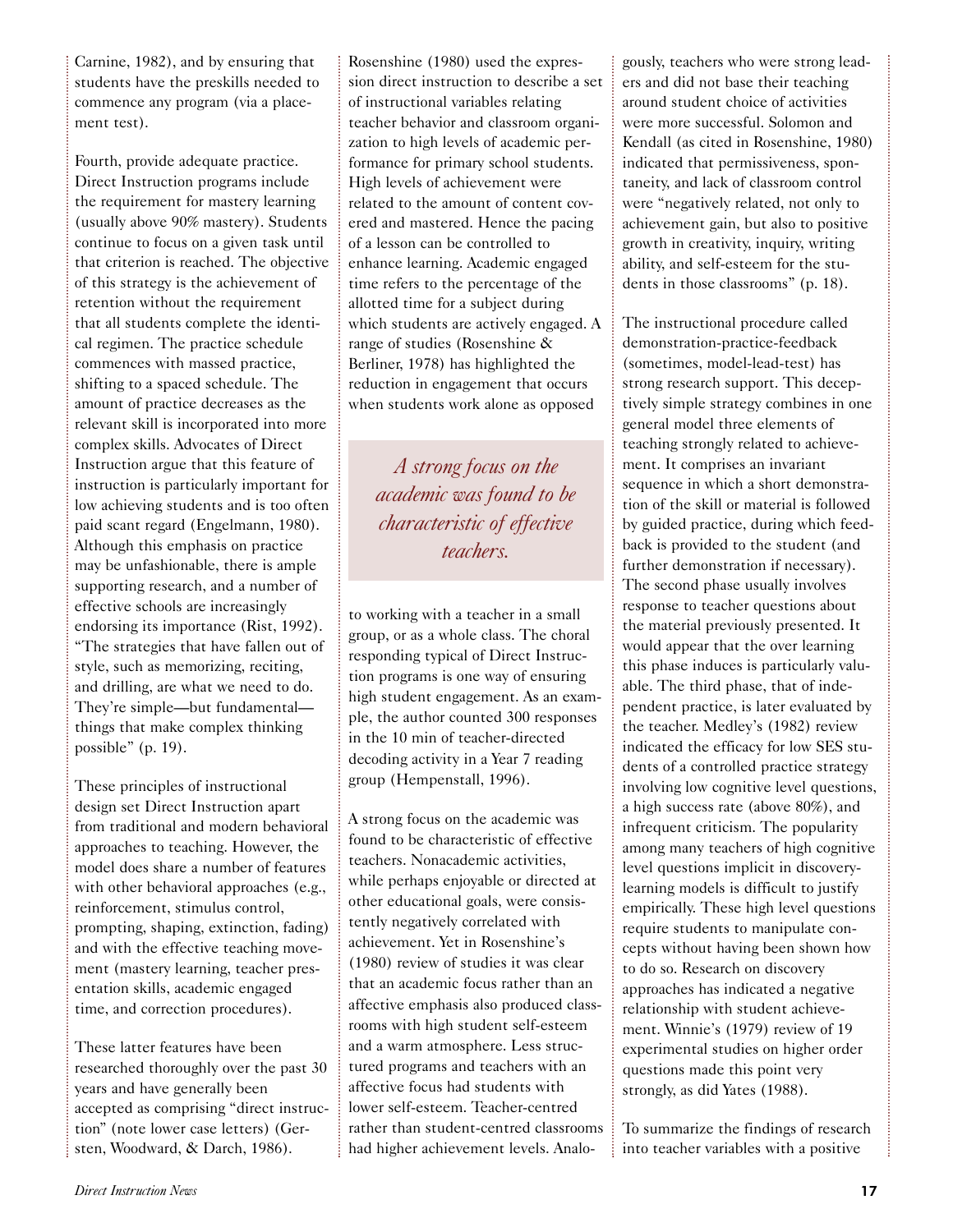Carnine, 1982), and by ensuring that students have the preskills needed to commence any program (via a placement test).

Fourth, provide adequate practice. Direct Instruction programs include the requirement for mastery learning (usually above 90% mastery). Students continue to focus on a given task until that criterion is reached. The objective of this strategy is the achievement of retention without the requirement that all students complete the identical regimen. The practice schedule commences with massed practice, shifting to a spaced schedule. The amount of practice decreases as the relevant skill is incorporated into more complex skills. Advocates of Direct Instruction argue that this feature of instruction is particularly important for low achieving students and is too often paid scant regard (Engelmann, 1980). Although this emphasis on practice may be unfashionable, there is ample supporting research, and a number of effective schools are increasingly endorsing its importance (Rist, 1992). "The strategies that have fallen out of style, such as memorizing, reciting, and drilling, are what we need to do. They're simple—but fundamental—things that make complex thinking possible" (p. 19).

These principles of instructional design set Direct Instruction apart from traditional and modern behavioral approaches to teaching. However, the model does share a number of features with other behavioral approaches (e.g., reinforcement, stimulus control, prompting, shaping, extinction, fading) and with the effective teaching movement (mastery learning, teacher presentation skills, academic engaged time, and correction procedures).

These latter features have been researched thoroughly over the past 30 years and have generally been accepted as comprising "direct instruction" (note lower case letters) (Gersten, Woodward, & Darch, 1986). Rosenshine (1980) used the expression direct instruction to describe a set of instructional variables relating teacher behavior and classroom organization to high levels of academic performance for primary school students. High levels of achievement were related to the amount of content covered and mastered. Hence the pacing of a lesson can be controlled to enhance learning. Academic engaged time refers to the percentage of the allotted time for a subject during which students are actively engaged. A range of studies (Rosenshine & Berliner, 1978) has highlighted the reduction in engagement that occurs when students work alone as opposed to working with a teacher in a small group, or as a whole class. The choral responding typical of Direct Instruction programs is one way of ensuring high student engagement. As an example, the author counted 300 responses in the 10 min of teacher-directed decoding activity in a Year 7 reading group (Hempenstall, 1996).

*A strong focus on the academic was found to be characteristic of effective teachers.*

A strong focus on the academic was found to be characteristic of effective teachers. Nonacademic activities, while perhaps enjoyable or directed at other educational goals, were consistently negatively correlated with achievement. Yet in Rosenshine's (1980) review of studies it was clear that an academic focus rather than an affective emphasis also produced classrooms with high student self-esteem and a warm atmosphere. Less structured programs and teachers with an affective focus had students with lower self-esteem. Teacher-centred rather than student-centred classrooms had higher achievement levels. Analogously, teachers who were strong leaders and did not base their teaching around student choice of activities were more successful. Solomon and Kendall (as cited in Rosenshine, 1980) indicated that permissiveness, spontaneity, and lack of classroom control were "negatively related, not only to achievement gain, but also to positive growth in creativity, inquiry, writing ability, and self-esteem for the students in those classrooms" (p. 18).

The instructional procedure called demonstration-practice-feedback (sometimes, model-lead-test) has strong research support. This deceptively simple strategy combines in one general model three elements of teaching strongly related to achievement. It comprises an invariant sequence in which a short demonstration of the skill or material is followed by guided practice, during which feedback is provided to the student (and further demonstration if necessary). The second phase usually involves response to teacher questions about the material previously presented. It would appear that the over learning this phase induces is particularly valuable. The third phase, that of independent practice, is later evaluated by the teacher. Medley's (1982) review indicated the efficacy for low SES students of a controlled practice strategy involving low cognitive level questions, a high success rate (above 80%), and infrequent criticism. The popularity among many teachers of high cognitive level questions implicit in discovery-learning models is difficult to justify empirically. These high level questions require students to manipulate concepts without having been shown how to do so. Research on discovery approaches has indicated a negative relationship with student achievement. Winnie's (1979) review of 19 experimental studies on higher order questions made this point very strongly, as did Yates (1988).

To summarize the findings of research into teacher variables with a positive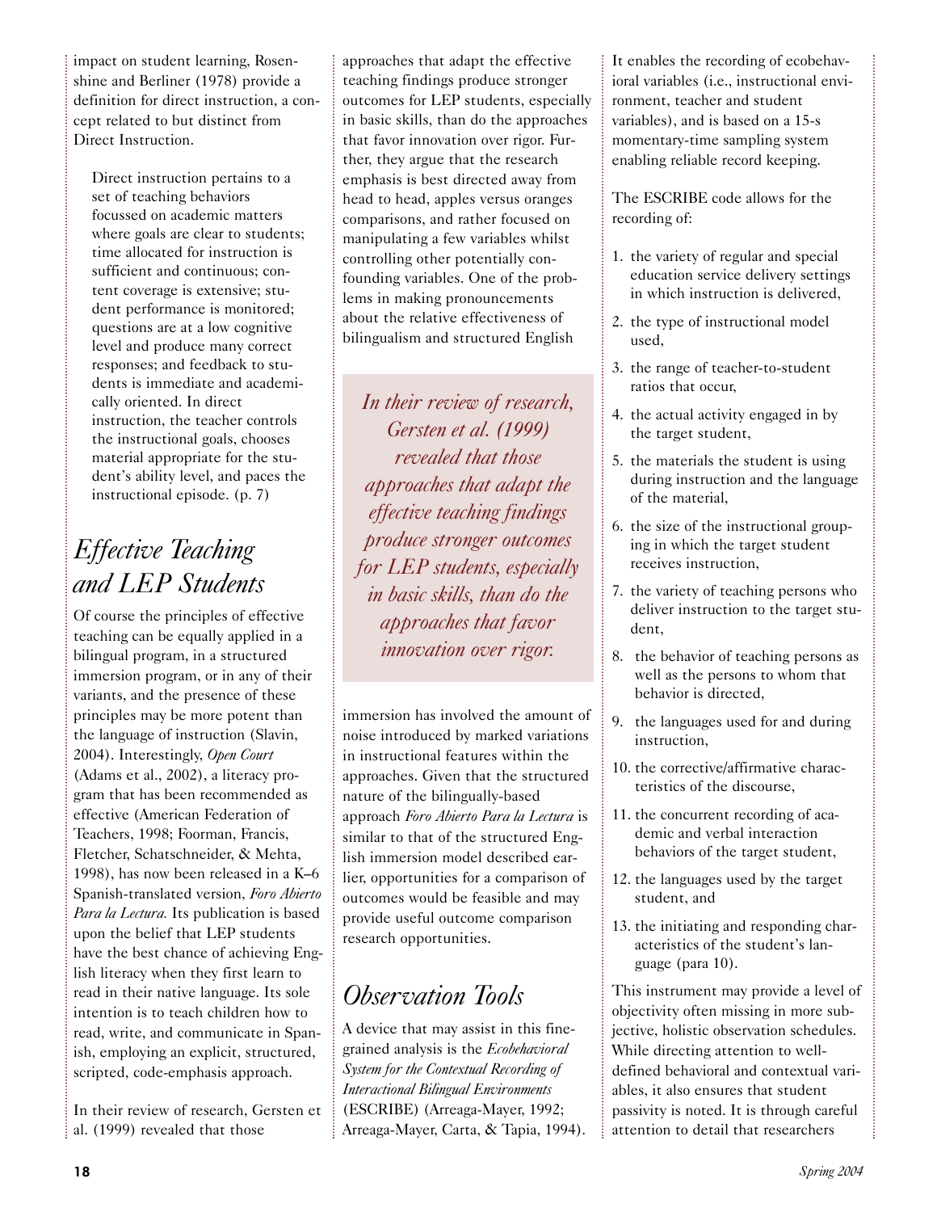impact on student learning, Rosenshine and Berliner (1978) provide a definition for direct instruction, a concept related to but distinct from Direct Instruction.

> Direct instruction pertains to a set of teaching behaviors focussed on academic matters where goals are clear to students; time allocated for instruction is sufficient and continuous; content coverage is extensive; student performance is monitored; questions are at a low cognitive level and produce many correct responses; and feedback to students is immediate and academically oriented. In direct instruction, the teacher controls the instructional goals, chooses material appropriate for the student's ability level, and paces the instructional episode. (p. 7)

## *Effective Teaching and LEP Students*

Of course the principles of effective teaching can be equally applied in a bilingual program, in a structured immersion program, or in any of their variants, and the presence of these principles may be more potent than the language of instruction (Slavin, 2004). Interestingly, *Open Court* (Adams et al., 2002), a literacy program that has been recommended as effective (American Federation of Teachers, 1998; Foorman, Francis, Fletcher, Schatschneider, & Mehta, 1998), has now been released in a K–6 Spanish-translated version, *Foro Abierto Para la Lectura.* Its publication is based upon the belief that LEP students have the best chance of achieving English literacy when they first learn to read in their native language. Its sole intention is to teach children how to read, write, and communicate in Spanish, employing an explicit, structured, scripted, code-emphasis approach.

In their review of research, Gersten et al. (1999) revealed that those approaches that adapt the effective teaching findings produce stronger outcomes for LEP students, especially in basic skills, than do the approaches that favor innovation over rigor. Further, they argue that the research emphasis is best directed away from head to head, apples versus oranges comparisons, and rather focused on manipulating a few variables whilst controlling other potentially confounding variables. One of the problems in making pronouncements about the relative effectiveness of bilingualism and structured English immersion has involved the amount of noise introduced by marked variations in instructional features within the approaches. Given that the structured nature of the bilingually-based approach *Foro Abierto Para la Lectura* is similar to that of the structured English immersion model described earlier, opportunities for a comparison of outcomes would be feasible and may provide useful outcome comparison research opportunities.

*In their review of research, Gersten et al. (1999) revealed that those approaches that adapt the effective teaching findings produce stronger outcomes for LEP students, especially in basic skills, than do the approaches that favor innovation over rigor.*

## *Observation Tools*

A device that may assist in this fine-grained analysis is the *Ecobehavioral System for the Contextual Recording of Interactional Bilingual Environments* (ESCRIBE) (Arreaga-Mayer, 1992; Arreaga-Mayer, Carta, & Tapia, 1994). It enables the recording of ecobehavioral variables (i.e., instructional environment, teacher and student variables), and is based on a 15-s momentary-time sampling system enabling reliable record keeping.

The ESCRIBE code allows for the recording of:

1. the variety of regular and special education service delivery settings in which instruction is delivered,
2. the type of instructional model used,
3. the range of teacher-to-student ratios that occur,
4. the actual activity engaged in by the target student,
5. the materials the student is using during instruction and the language of the material,
6. the size of the instructional grouping in which the target student receives instruction,
7. the variety of teaching persons who deliver instruction to the target student,
8. the behavior of teaching persons as well as the persons to whom that behavior is directed,
9. the languages used for and during instruction,
10. the corrective/affirmative characteristics of the discourse,
11. the concurrent recording of academic and verbal interaction behaviors of the target student,
12. the languages used by the target student, and
13. the initiating and responding characteristics of the student's language (para 10).

This instrument may provide a level of objectivity often missing in more subjective, holistic observation schedules. While directing attention to well-defined behavioral and contextual variables, it also ensures that student passivity is noted. It is through careful attention to detail that researchers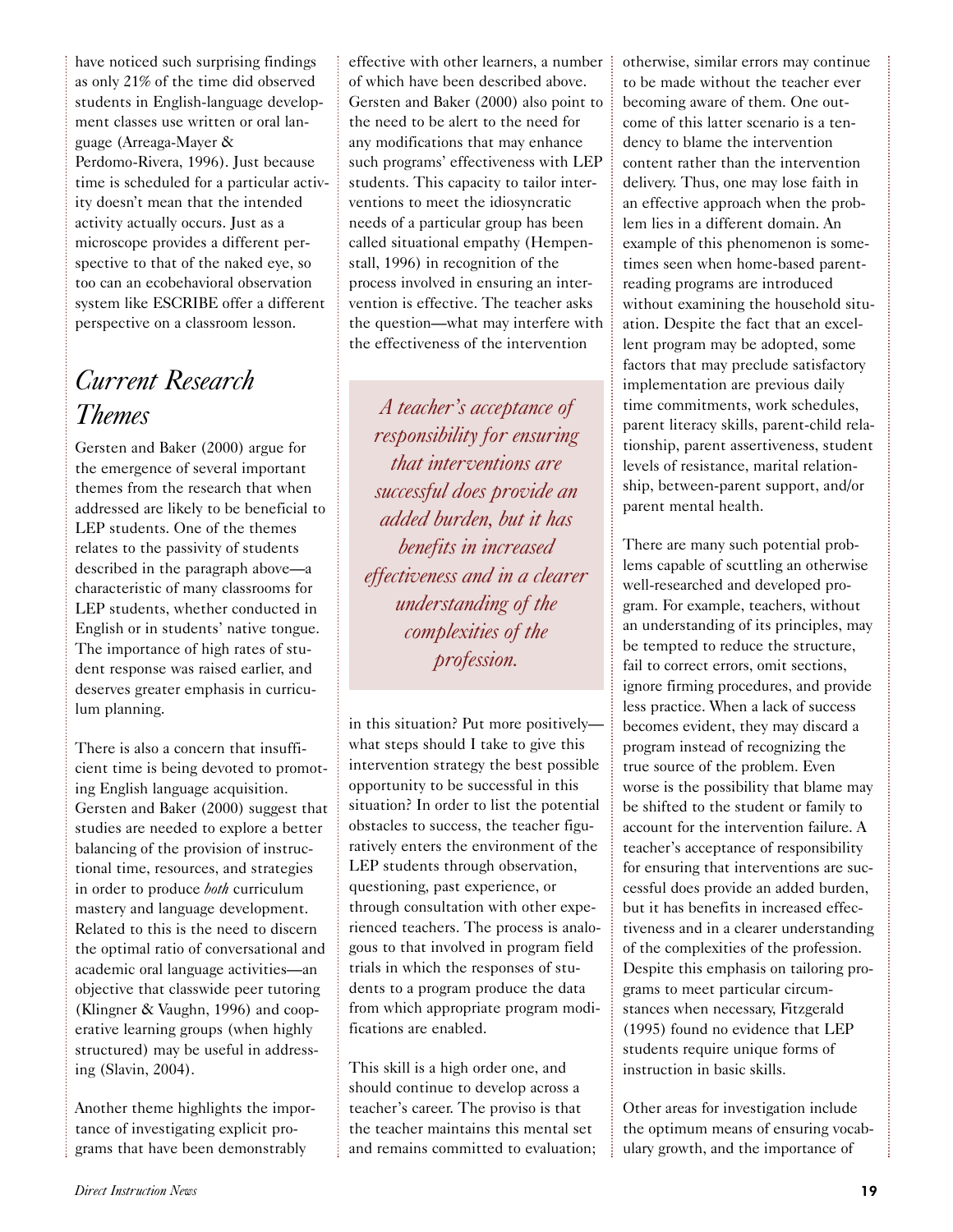have noticed such surprising findings as only 21% of the time did observed students in English-language development classes use written or oral language (Arreaga-Mayer & Perdomo-Rivera, 1996). Just because time is scheduled for a particular activity doesn't mean that the intended activity actually occurs. Just as a microscope provides a different perspective to that of the naked eye, so too can an ecobehavioral observation system like ESCRIBE offer a different perspective on a classroom lesson.

## *Current Research Themes*

Gersten and Baker (2000) argue for the emergence of several important themes from the research that when addressed are likely to be beneficial to LEP students. One of the themes relates to the passivity of students described in the paragraph above—a characteristic of many classrooms for LEP students, whether conducted in English or in students' native tongue. The importance of high rates of student response was raised earlier, and deserves greater emphasis in curriculum planning.

There is also a concern that insufficient time is being devoted to promoting English language acquisition. Gersten and Baker (2000) suggest that studies are needed to explore a better balancing of the provision of instructional time, resources, and strategies in order to produce *both* curriculum mastery and language development. Related to this is the need to discern the optimal ratio of conversational and academic oral language activities—an objective that classwide peer tutoring (Klingner & Vaughn, 1996) and cooperative learning groups (when highly structured) may be useful in addressing (Slavin, 2004).

Another theme highlights the importance of investigating explicit programs that have been demonstrably effective with other learners, a number of which have been described above. Gersten and Baker (2000) also point to the need to be alert to the need for any modifications that may enhance such programs' effectiveness with LEP students. This capacity to tailor interventions to meet the idiosyncratic needs of a particular group has been called situational empathy (Hempenstall, 1996) in recognition of the process involved in ensuring an intervention is effective. The teacher asks the question—what may interfere with the effectiveness of the intervention in this situation? Put more positively—what steps should I take to give this intervention strategy the best possible opportunity to be successful in this situation? In order to list the potential obstacles to success, the teacher figuratively enters the environment of the LEP students through observation, questioning, past experience, or through consultation with other experienced teachers. The process is analogous to that involved in program field trials in which the responses of students to a program produce the data from which appropriate program modifications are enabled.

> *A teacher's acceptance of responsibility for ensuring that interventions are successful does provide an added burden, but it has benefits in increased effectiveness and in a clearer understanding of the complexities of the profession.*

This skill is a high order one, and should continue to develop across a teacher's career. The proviso is that the teacher maintains this mental set and remains committed to evaluation; otherwise, similar errors may continue to be made without the teacher ever becoming aware of them. One outcome of this latter scenario is a tendency to blame the intervention content rather than the intervention delivery. Thus, one may lose faith in an effective approach when the problem lies in a different domain. An example of this phenomenon is sometimes seen when home-based parent-reading programs are introduced without examining the household situation. Despite the fact that an excellent program may be adopted, some factors that may preclude satisfactory implementation are previous daily time commitments, work schedules, parent literacy skills, parent-child relationship, parent assertiveness, student levels of resistance, marital relationship, between-parent support, and/or parent mental health.

There are many such potential problems capable of scuttling an otherwise well-researched and developed program. For example, teachers, without an understanding of its principles, may be tempted to reduce the structure, fail to correct errors, omit sections, ignore firming procedures, and provide less practice. When a lack of success becomes evident, they may discard a program instead of recognizing the true source of the problem. Even worse is the possibility that blame may be shifted to the student or family to account for the intervention failure. A teacher's acceptance of responsibility for ensuring that interventions are successful does provide an added burden, but it has benefits in increased effectiveness and in a clearer understanding of the complexities of the profession. Despite this emphasis on tailoring programs to meet particular circumstances when necessary, Fitzgerald (1995) found no evidence that LEP students require unique forms of instruction in basic skills.

Other areas for investigation include the optimum means of ensuring vocabulary growth, and the importance of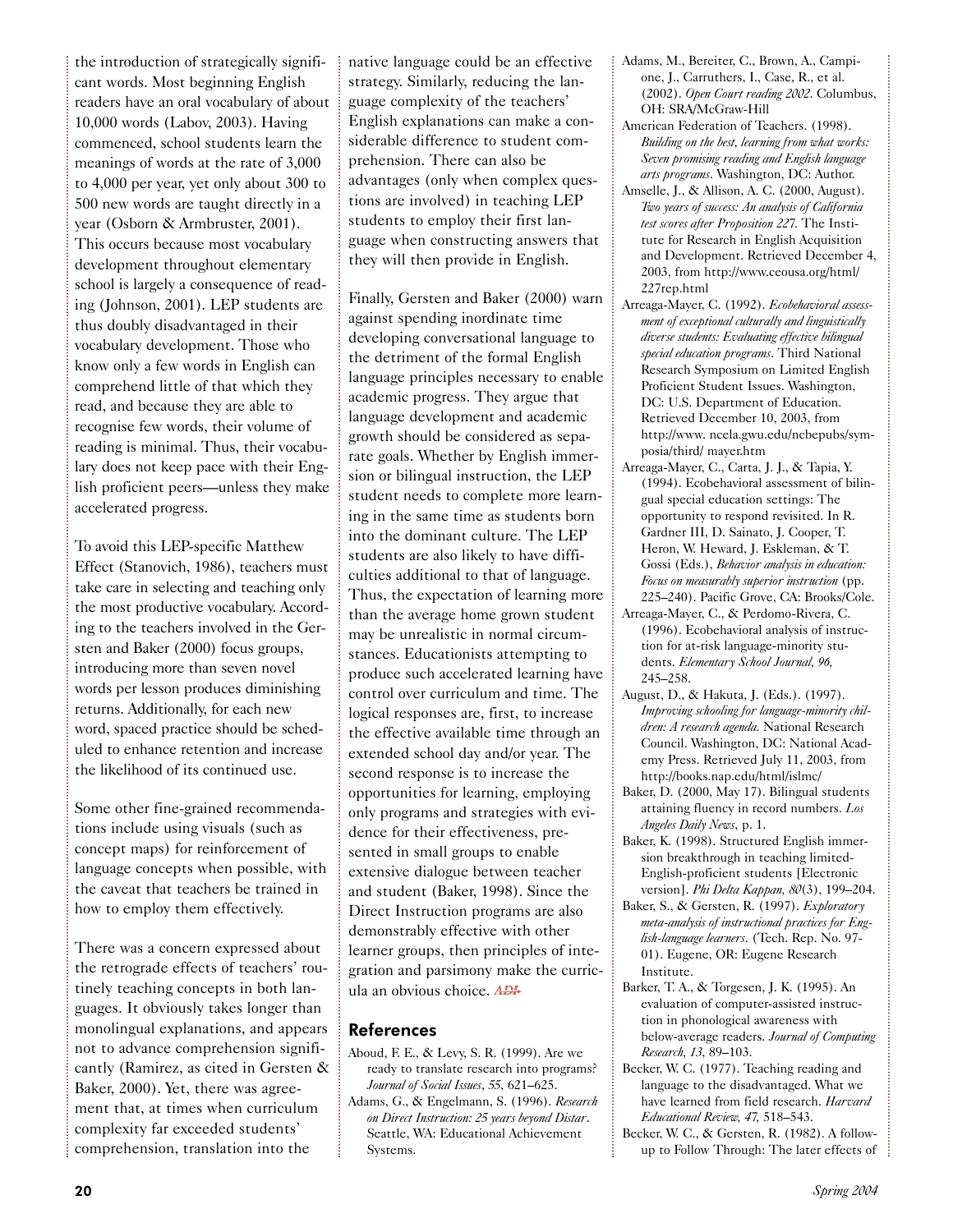the introduction of strategically significant words. Most beginning English readers have an oral vocabulary of about 10,000 words (Labov, 2003). Having commenced, school students learn the meanings of words at the rate of 3,000 to 4,000 per year, yet only about 300 to 500 new words are taught directly in a year (Osborn & Armbruster, 2001). This occurs because most vocabulary development throughout elementary school is largely a consequence of reading (Johnson, 2001). LEP students are thus doubly disadvantaged in their vocabulary development. Those who know only a few words in English can comprehend little of that which they read, and because they are able to recognise few words, their volume of reading is minimal. Thus, their vocabulary does not keep pace with their English proficient peers—unless they make accelerated progress.

To avoid this LEP-specific Matthew Effect (Stanovich, 1986), teachers must take care in selecting and teaching only the most productive vocabulary. According to the teachers involved in the Gersten and Baker (2000) focus groups, introducing more than seven novel words per lesson produces diminishing returns. Additionally, for each new word, spaced practice should be scheduled to enhance retention and increase the likelihood of its continued use.

Some other fine-grained recommendations include using visuals (such as concept maps) for reinforcement of language concepts when possible, with the caveat that teachers be trained in how to employ them effectively.

There was a concern expressed about the retrograde effects of teachers' routinely teaching concepts in both languages. It obviously takes longer than monolingual explanations, and appears not to advance comprehension significantly (Ramirez, as cited in Gersten & Baker, 2000). Yet, there was agreement that, at times when curriculum complexity far exceeded students' comprehension, translation into the native language could be an effective strategy. Similarly, reducing the language complexity of the teachers' English explanations can make a considerable difference to student comprehension. There can also be advantages (only when complex questions are involved) in teaching LEP students to employ their first language when constructing answers that they will then provide in English.

Finally, Gersten and Baker (2000) warn against spending inordinate time developing conversational language to the detriment of the formal English language principles necessary to enable academic progress. They argue that language development and academic growth should be considered as separate goals. Whether by English immersion or bilingual instruction, the LEP student needs to complete more learning in the same time as students born into the dominant culture. The LEP students are also likely to have difficulties additional to that of language. Thus, the expectation of learning more than the average home grown student may be unrealistic in normal circumstances. Educationists attempting to produce such accelerated learning have control over curriculum and time. The logical responses are, first, to increase the effective available time through an extended school day and/or year. The second response is to increase the opportunities for learning, employing only programs and strategies with evidence for their effectiveness, presented in small groups to enable extensive dialogue between teacher and student (Baker, 1998). Since the Direct Instruction programs are also demonstrably effective with other learner groups, then principles of integration and parsimony make the curricula an obvious choice. *ADI*

## References

Aboud, F. E., & Levy, S. R. (1999). Are we ready to translate research into programs? *Journal of Social Issues*, *55*, 621–625.

Adams, G., & Engelmann, S. (1996). *Research on Direct Instruction: 25 years beyond Distar*. Seattle, WA: Educational Achievement Systems.

Adams, M., Bereiter, C., Brown, A., Campione, J., Carruthers, I., Case, R., et al. (2002). *Open Court reading 2002*. Columbus, OH: SRA/McGraw-Hill

American Federation of Teachers. (1998). *Building on the best, learning from what works: Seven promising reading and English language arts programs*. Washington, DC: Author.

Amselle, J., & Allison, A. C. (2000, August). *Two years of success: An analysis of California test scores after Proposition 227*. The Institute for Research in English Acquisition and Development. Retrieved December 4, 2003, from http://www.ceousa.org/html/227rep.html

Arreaga-Mayer, C. (1992). *Ecobehavioral assessment of exceptional culturally and linguistically diverse students: Evaluating effective bilingual special education programs*. Third National Research Symposium on Limited English Proficient Student Issues. Washington, DC: U.S. Department of Education. Retrieved December 10, 2003, from http://www. ncela.gwu.edu/ncbepubs/symposia/third/ mayer.htm

Arreaga-Mayer, C., Carta, J. J., & Tapia, Y. (1994). Ecobehavioral assessment of bilingual special education settings: The opportunity to respond revisited. In R. Gardner III, D. Sainato, J. Cooper, T. Heron, W. Heward, J. Eskleman, & T. Gossi (Eds.), *Behavior analysis in education: Focus on measurably superior instruction* (pp. 225–240). Pacific Grove, CA: Brooks/Cole.

Arreaga-Mayer, C., & Perdomo-Rivera, C. (1996). Ecobehavioral analysis of instruction for at-risk language-minority students. *Elementary School Journal, 96,* 245–258.

August, D., & Hakuta, J. (Eds.). (1997). *Improving schooling for language-minority children: A research agenda.* National Research Council. Washington, DC: National Academy Press. Retrieved July 11, 2003, from http://books.nap.edu/html/islmc/

Baker, D. (2000, May 17). Bilingual students attaining fluency in record numbers. *Los Angeles Daily News*, p. 1.

Baker, K. (1998). Structured English immersion breakthrough in teaching limited-English-proficient students [Electronic version]. *Phi Delta Kappan, 80*(3), 199–204.

Baker, S., & Gersten, R. (1997). *Exploratory meta-analysis of instructional practices for English-language learners*. (Tech. Rep. No. 97-01). Eugene, OR: Eugene Research Institute.

Barker, T. A., & Torgesen, J. K. (1995). An evaluation of computer-assisted instruction in phonological awareness with below-average readers. *Journal of Computing Research, 13*, 89–103.

Becker, W. C. (1977). Teaching reading and language to the disadvantaged. What we have learned from field research. *Harvard Educational Review, 47,* 518–543.

Becker, W. C., & Gersten, R. (1982). A follow-up to Follow Through: The later effects of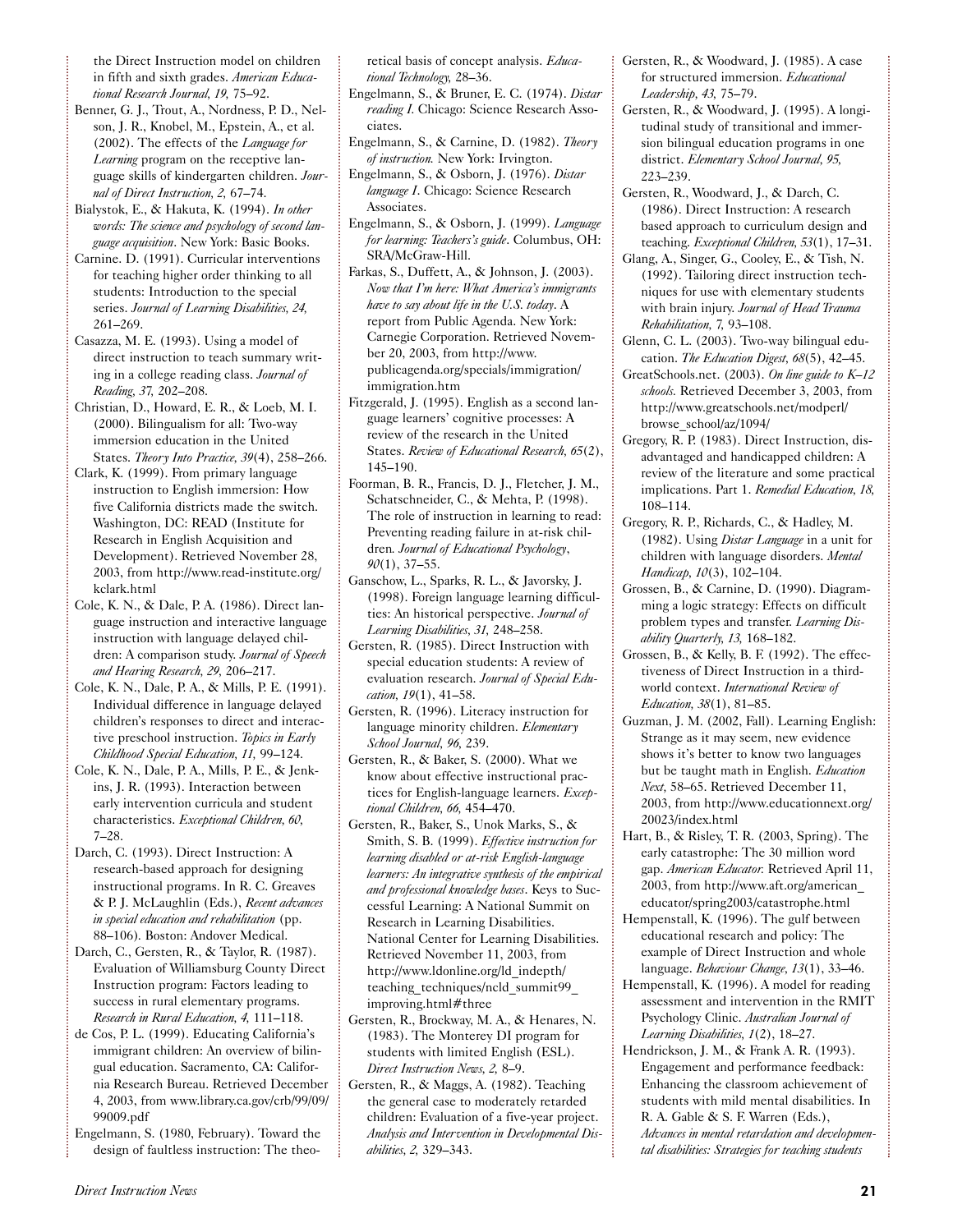the Direct Instruction model on children in fifth and sixth grades. *American Educational Research Journal, 19,* 75–92.

Benner, G. J., Trout, A., Nordness, P. D., Nelson, J. R., Knobel, M., Epstein, A., et al. (2002). The effects of the *Language for Learning* program on the receptive language skills of kindergarten children. *Journal of Direct Instruction, 2,* 67–74.

Bialystok, E., & Hakuta, K. (1994). *In other words: The science and psychology of second language acquisition*. New York: Basic Books.

Carnine. D. (1991). Curricular interventions for teaching higher order thinking to all students: Introduction to the special series. *Journal of Learning Disabilities, 24,* 261–269.

Casazza, M. E. (1993). Using a model of direct instruction to teach summary writing in a college reading class. *Journal of Reading, 37,* 202–208.

Christian, D., Howard, E. R., & Loeb, M. I. (2000). Bilingualism for all: Two-way immersion education in the United States. *Theory Into Practice, 39*(4), 258–266.

Clark, K. (1999). From primary language instruction to English immersion: How five California districts made the switch. Washington, DC: READ (Institute for Research in English Acquisition and Development). Retrieved November 28, 2003, from http://www.read-institute.org/kclark.html

Cole, K. N., & Dale, P. A. (1986). Direct language instruction and interactive language instruction with language delayed children: A comparison study. *Journal of Speech and Hearing Research, 29,* 206–217.

Cole, K. N., Dale, P. A., & Mills, P. E. (1991). Individual difference in language delayed children's responses to direct and interactive preschool instruction. *Topics in Early Childhood Special Education, 11,* 99–124.

Cole, K. N., Dale, P. A., Mills, P. E., & Jenkins, J. R. (1993). Interaction between early intervention curricula and student characteristics. *Exceptional Children, 60,* 7–28.

Darch, C. (1993). Direct Instruction: A research-based approach for designing instructional programs. In R. C. Greaves & P. J. McLaughlin (Eds.), *Recent advances in special education and rehabilitation* (pp. 88–106). Boston: Andover Medical.

Darch, C., Gersten, R., & Taylor, R. (1987). Evaluation of Williamsburg County Direct Instruction program: Factors leading to success in rural elementary programs. *Research in Rural Education, 4,* 111–118.

de Cos, P. L. (1999). Educating California's immigrant children: An overview of bilingual education. Sacramento, CA: California Research Bureau. Retrieved December 4, 2003, from www.library.ca.gov/crb/99/09/99009.pdf

Engelmann, S. (1980, February). Toward the design of faultless instruction: The theoretical basis of concept analysis. *Educational Technology,* 28–36.

Engelmann, S., & Bruner, E. C. (1974). *Distar reading I.* Chicago: Science Research Associates.

Engelmann, S., & Carnine, D. (1982). *Theory of instruction.* New York: Irvington.

Engelmann, S., & Osborn, J. (1976). *Distar language I*. Chicago: Science Research Associates.

Engelmann, S., & Osborn, J. (1999). *Language for learning: Teachers's guide*. Columbus, OH: SRA/McGraw-Hill.

Farkas, S., Duffett, A., & Johnson, J. (2003). *Now that I'm here: What America's immigrants have to say about life in the U.S. today*. A report from Public Agenda. New York: Carnegie Corporation. Retrieved November 20, 2003, from http://www.publicagenda.org/specials/immigration/immigration.htm

Fitzgerald, J. (1995). English as a second language learners' cognitive processes: A review of the research in the United States. *Review of Educational Research, 65*(2), 145–190.

Foorman, B. R., Francis, D. J., Fletcher, J. M., Schatschneider, C., & Mehta, P. (1998). The role of instruction in learning to read: Preventing reading failure in at-risk children. *Journal of Educational Psychology*, *90*(1), 37–55.

Ganschow, L., Sparks, R. L., & Javorsky, J. (1998). Foreign language learning difficulties: An historical perspective. *Journal of Learning Disabilities, 31,* 248–258.

Gersten, R. (1985). Direct Instruction with special education students: A review of evaluation research. *Journal of Special Education, 19*(1), 41–58.

Gersten, R. (1996). Literacy instruction for language minority children. *Elementary School Journal, 96,* 239.

Gersten, R., & Baker, S. (2000). What we know about effective instructional practices for English-language learners. *Exceptional Children, 66,* 454–470.

Gersten, R., Baker, S., Unok Marks, S., & Smith, S. B. (1999). *Effective instruction for learning disabled or at-risk English-language learners: An integrative synthesis of the empirical and professional knowledge bases*. Keys to Successful Learning: A National Summit on Research in Learning Disabilities. National Center for Learning Disabilities. Retrieved November 11, 2003, from http://www.ldonline.org/ld_indepth/teaching_techniques/ncld_summit99_improving.html#three

Gersten, R., Brockway, M. A., & Henares, N. (1983). The Monterey DI program for students with limited English (ESL). *Direct Instruction News, 2,* 8–9.

Gersten, R., & Maggs, A. (1982). Teaching the general case to moderately retarded children: Evaluation of a five-year project. *Analysis and Intervention in Developmental Disabilities, 2,* 329–343.

Gersten, R., & Woodward, J. (1985). A case for structured immersion. *Educational Leadership, 43,* 75–79.

Gersten, R., & Woodward, J. (1995). A longitudinal study of transitional and immersion bilingual education programs in one district. *Elementary School Journal, 95,* 223–239.

Gersten, R., Woodward, J., & Darch, C. (1986). Direct Instruction: A research based approach to curriculum design and teaching. *Exceptional Children, 53*(1), 17–31.

Glang, A., Singer, G., Cooley, E., & Tish, N. (1992). Tailoring direct instruction techniques for use with elementary students with brain injury. *Journal of Head Trauma Rehabilitation, 7,* 93–108.

Glenn, C. L. (2003). Two-way bilingual education. *The Education Digest, 68*(5), 42–45.

GreatSchools.net. (2003). *On line guide to K–12 schools.* Retrieved December 3, 2003, from http://www.greatschools.net/modperl/browse_school/az/1094/

Gregory, R. P. (1983). Direct Instruction, disadvantaged and handicapped children: A review of the literature and some practical implications. Part 1. *Remedial Education, 18,* 108–114.

Gregory, R. P., Richards, C., & Hadley, M. (1982). Using *Distar Language* in a unit for children with language disorders. *Mental Handicap, 10*(3), 102–104.

Grossen, B., & Carnine, D. (1990). Diagramming a logic strategy: Effects on difficult problem types and transfer. *Learning Disability Quarterly, 13,* 168–182.

Grossen, B., & Kelly, B. F. (1992). The effectiveness of Direct Instruction in a third-world context. *International Review of Education, 38*(1), 81–85.

Guzman, J. M. (2002, Fall). Learning English: Strange as it may seem, new evidence shows it's better to know two languages but be taught math in English. *Education Next*, 58–65. Retrieved December 11, 2003, from http://www.educationnext.org/20023/index.html

Hart, B., & Risley, T. R. (2003, Spring). The early catastrophe: The 30 million word gap. *American Educator.* Retrieved April 11, 2003, from http://www.aft.org/american_educator/spring2003/catastrophe.html

Hempenstall, K. (1996). The gulf between educational research and policy: The example of Direct Instruction and whole language. *Behaviour Change, 13*(1), 33–46.

Hempenstall, K. (1996). A model for reading assessment and intervention in the RMIT Psychology Clinic. *Australian Journal of Learning Disabilities, 1*(2), 18–27.

Hendrickson, J. M., & Frank A. R. (1993). Engagement and performance feedback: Enhancing the classroom achievement of students with mild mental disabilities. In R. A. Gable & S. F. Warren (Eds.), *Advances in mental retardation and developmental disabilities: Strategies for teaching students*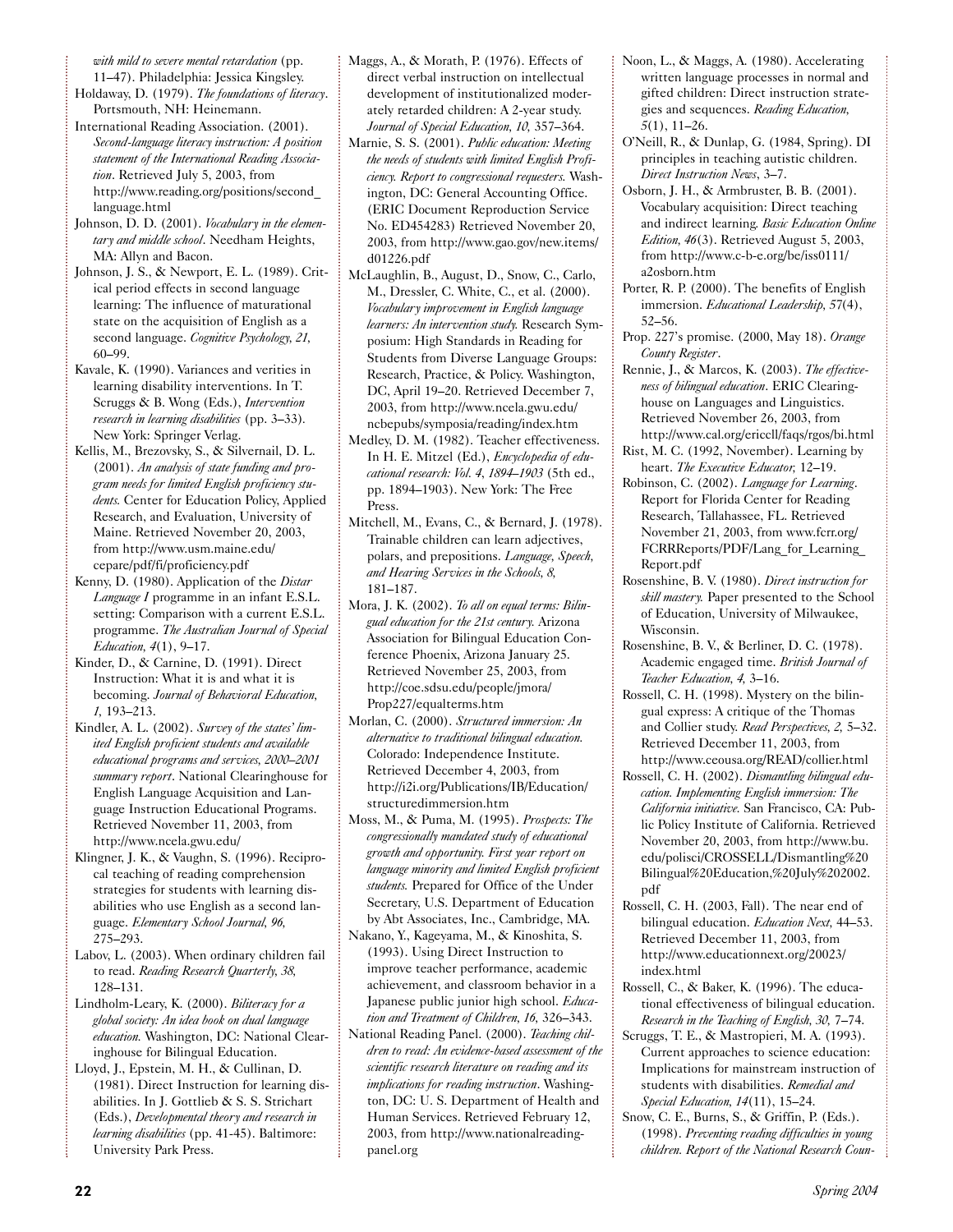*with mild to severe mental retardation* (pp. 11–47). Philadelphia: Jessica Kingsley.

Holdaway, D. (1979). *The foundations of literacy*. Portsmouth, NH: Heinemann.

International Reading Association. (2001). *Second-language literacy instruction: A position statement of the International Reading Association*. Retrieved July 5, 2003, from http://www.reading.org/positions/second_language.html

Johnson, D. D. (2001). *Vocabulary in the elementary and middle school*. Needham Heights, MA: Allyn and Bacon.

Johnson, J. S., & Newport, E. L. (1989). Critical period effects in second language learning: The influence of maturational state on the acquisition of English as a second language. *Cognitive Psychology, 21,* 60–99.

Kavale, K. (1990). Variances and verities in learning disability interventions. In T. Scruggs & B. Wong (Eds.), *Intervention research in learning disabilities* (pp. 3–33). New York: Springer Verlag.

Kellis, M., Brezovsky, S., & Silvernail, D. L. (2001). *An analysis of state funding and program needs for limited English proficiency students.* Center for Education Policy, Applied Research, and Evaluation, University of Maine. Retrieved November 20, 2003, from http://www.usm.maine.edu/cepare/pdf/fi/proficiency.pdf

Kenny, D. (1980). Application of the *Distar Language I* programme in an infant E.S.L. setting: Comparison with a current E.S.L. programme. *The Australian Journal of Special Education, 4*(1), 9–17.

Kinder, D., & Carnine, D. (1991). Direct Instruction: What it is and what it is becoming. *Journal of Behavioral Education, 1,* 193–213.

Kindler, A. L. (2002). *Survey of the states' limited English proficient students and available educational programs and services, 2000–2001 summary report*. National Clearinghouse for English Language Acquisition and Language Instruction Educational Programs. Retrieved November 11, 2003, from http://www.ncela.gwu.edu/

Klingner, J. K., & Vaughn, S. (1996). Reciprocal teaching of reading comprehension strategies for students with learning disabilities who use English as a second language. *Elementary School Journal, 96,* 275–293.

Labov, L. (2003). When ordinary children fail to read. *Reading Research Quarterly, 38,* 128–131.

Lindholm-Leary, K. (2000). *Biliteracy for a global society: An idea book on dual language education.* Washington, DC: National Clearinghouse for Bilingual Education.

Lloyd, J., Epstein, M. H., & Cullinan, D. (1981). Direct Instruction for learning disabilities. In J. Gottlieb & S. S. Strichart (Eds.), *Developmental theory and research in learning disabilities* (pp. 41-45). Baltimore: University Park Press.

Maggs, A., & Morath, P. (1976). Effects of direct verbal instruction on intellectual development of institutionalized moderately retarded children: A 2-year study. *Journal of Special Education, 10,* 357–364.

Marnie, S. S. (2001). *Public education: Meeting the needs of students with limited English Proficiency. Report to congressional requesters.* Washington, DC: General Accounting Office. (ERIC Document Reproduction Service No. ED454283) Retrieved November 20, 2003, from http://www.gao.gov/new.items/d01226.pdf

McLaughlin, B., August, D., Snow, C., Carlo, M., Dressler, C. White, C., et al. (2000). *Vocabulary improvement in English language learners: An intervention study.* Research Symposium: High Standards in Reading for Students from Diverse Language Groups: Research, Practice, & Policy. Washington, DC, April 19–20. Retrieved December 7, 2003, from http://www.ncela.gwu.edu/ncbepubs/symposia/reading/index.htm

Medley, D. M. (1982). Teacher effectiveness. In H. E. Mitzel (Ed.), *Encyclopedia of educational research: Vol. 4, 1894–1903* (5th ed., pp. 1894–1903). New York: The Free Press.

Mitchell, M., Evans, C., & Bernard, J. (1978). Trainable children can learn adjectives, polars, and prepositions. *Language, Speech, and Hearing Services in the Schools, 8,* 181–187.

Mora, J. K. (2002). *To all on equal terms: Bilingual education for the 21st century.* Arizona Association for Bilingual Education Conference Phoenix, Arizona January 25. Retrieved November 25, 2003, from http://coe.sdsu.edu/people/jmora/Prop227/equalterms.htm

Morlan, C. (2000). *Structured immersion: An alternative to traditional bilingual education.* Colorado: Independence Institute. Retrieved December 4, 2003, from http://i2i.org/Publications/IB/Education/structuredimmersion.htm

Moss, M., & Puma, M. (1995). *Prospects: The congressionally mandated study of educational growth and opportunity. First year report on language minority and limited English proficient students.* Prepared for Office of the Under Secretary, U.S. Department of Education by Abt Associates, Inc., Cambridge, MA.

Nakano, Y., Kageyama, M., & Kinoshita, S. (1993). Using Direct Instruction to improve teacher performance, academic achievement, and classroom behavior in a Japanese public junior high school. *Education and Treatment of Children, 16,* 326–343.

National Reading Panel. (2000). *Teaching children to read: An evidence-based assessment of the scientific research literature on reading and its implications for reading instruction*. Washington, DC: U. S. Department of Health and Human Services. Retrieved February 12, 2003, from http://www.nationalreadingpanel.org

Noon, L., & Maggs, A. (1980). Accelerating written language processes in normal and gifted children: Direct instruction strategies and sequences. *Reading Education, 5*(1), 11–26.

O'Neill, R., & Dunlap, G. (1984, Spring). DI principles in teaching autistic children. *Direct Instruction News*, 3–7.

Osborn, J. H., & Armbruster, B. B. (2001). Vocabulary acquisition: Direct teaching and indirect learning. *Basic Education Online Edition, 46*(3). Retrieved August 5, 2003, from http://www.c-b-e.org/be/iss0111/a2osborn.htm

Porter, R. P. (2000). The benefits of English immersion. *Educational Leadership, 57*(4), 52–56.

Prop. 227's promise. (2000, May 18). *Orange County Register*.

Rennie, J., & Marcos, K. (2003). *The effectiveness of bilingual education*. ERIC Clearinghouse on Languages and Linguistics. Retrieved November 26, 2003, from http://www.cal.org/ericcll/faqs/rgos/bi.html

Rist, M. C. (1992, November). Learning by heart. *The Executive Educator,* 12–19.

Robinson, C. (2002). *Language for Learning*. Report for Florida Center for Reading Research, Tallahassee, FL. Retrieved November 21, 2003, from www.fcrr.org/FCRRReports/PDF/Lang_for_Learning_Report.pdf

Rosenshine, B. V. (1980). *Direct instruction for skill mastery.* Paper presented to the School of Education, University of Milwaukee, Wisconsin.

Rosenshine, B. V., & Berliner, D. C. (1978). Academic engaged time. *British Journal of Teacher Education, 4,* 3–16.

Rossell, C. H. (1998). Mystery on the bilingual express: A critique of the Thomas and Collier study. *Read Perspectives, 2,* 5–32. Retrieved December 11, 2003, from http://www.ceousa.org/READ/collier.html

Rossell, C. H. (2002). *Dismantling bilingual education. Implementing English immersion: The California initiative.* San Francisco, CA: Public Policy Institute of California. Retrieved November 20, 2003, from http://www.bu.edu/polisci/CROSSELL/Dismantling%20Bilingual%20Education,%20July%202002.pdf

Rossell, C. H. (2003, Fall). The near end of bilingual education. *Education Next,* 44–53. Retrieved December 11, 2003, from http://www.educationnext.org/20023/index.html

Rossell, C., & Baker, K. (1996). The educational effectiveness of bilingual education. *Research in the Teaching of English, 30,* 7–74.

Scruggs, T. E., & Mastropieri, M. A. (1993). Current approaches to science education: Implications for mainstream instruction of students with disabilities. *Remedial and Special Education, 14*(11), 15–24.

Snow, C. E., Burns, S., & Griffin, P. (Eds.). (1998). *Preventing reading difficulties in young children. Report of the National Research Coun-*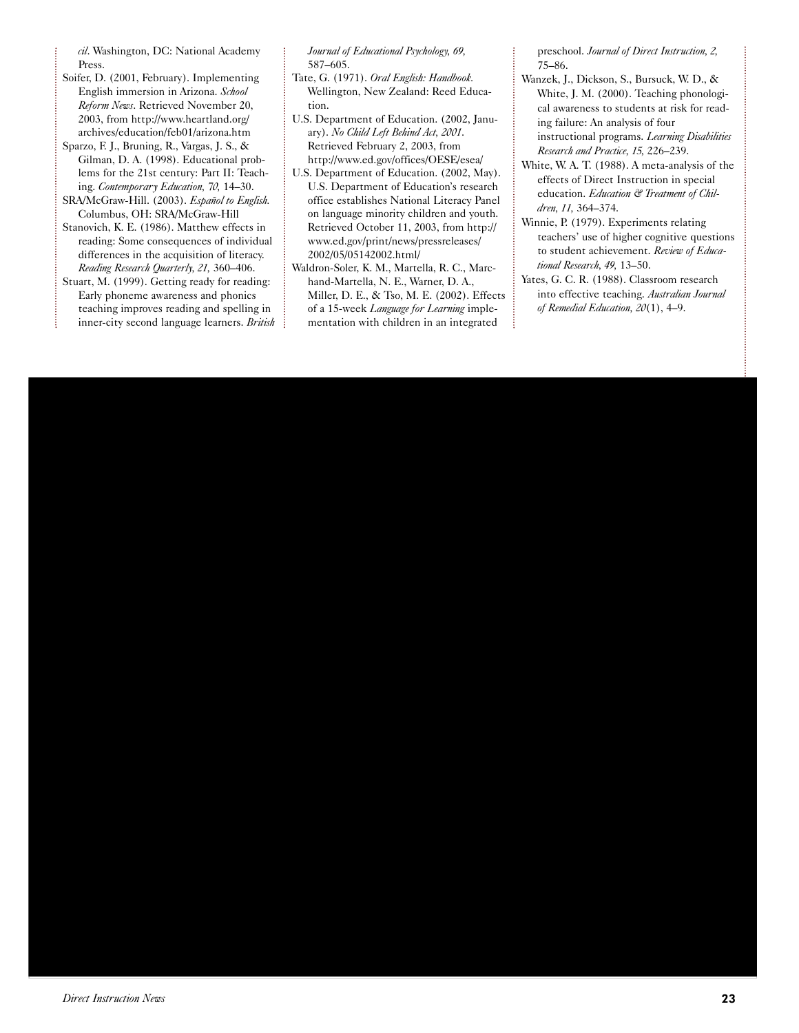*cil*. Washington, DC: National Academy Press.

Soifer, D. (2001, February). Implementing English immersion in Arizona. *School Reform News*. Retrieved November 20, 2003, from http://www.heartland.org/archives/education/feb01/arizona.htm

Sparzo, F. J., Bruning, R., Vargas, J. S., & Gilman, D. A. (1998). Educational problems for the 21st century: Part II: Teaching. *Contemporary Education, 70,* 14–30.

SRA/McGraw-Hill. (2003). *Español to English.* Columbus, OH: SRA/McGraw-Hill

Stanovich, K. E. (1986). Matthew effects in reading: Some consequences of individual differences in the acquisition of literacy. *Reading Research Quarterly, 21,* 360–406.

Stuart, M. (1999). Getting ready for reading: Early phoneme awareness and phonics teaching improves reading and spelling in inner-city second language learners. *British Journal of Educational Psychology, 69,* 587–605.

Tate, G. (1971). *Oral English: Handbook.* Wellington, New Zealand: Reed Education.

U.S. Department of Education. (2002, January). *No Child Left Behind Act, 2001.* Retrieved February 2, 2003, from http://www.ed.gov/offices/OESE/esea/

U.S. Department of Education. (2002, May). U.S. Department of Education's research office establishes National Literacy Panel on language minority children and youth. Retrieved October 11, 2003, from http://www.ed.gov/print/news/pressreleases/2002/05/05142002.html/

Waldron-Soler, K. M., Martella, R. C., Marchand-Martella, N. E., Warner, D. A., Miller, D. E., & Tso, M. E. (2002). Effects of a 15-week *Language for Learning* implementation with children in an integrated preschool. *Journal of Direct Instruction, 2,* 75–86.

Wanzek, J., Dickson, S., Bursuck, W. D., & White, J. M. (2000). Teaching phonological awareness to students at risk for reading failure: An analysis of four instructional programs. *Learning Disabilities Research and Practice, 15,* 226–239.

White, W. A. T. (1988). A meta-analysis of the effects of Direct Instruction in special education. *Education & Treatment of Children, 11,* 364–374.

Winnie, P. (1979). Experiments relating teachers' use of higher cognitive questions to student achievement. *Review of Educational Research, 49,* 13–50.

Yates, G. C. R. (1988). Classroom research into effective teaching. *Australian Journal of Remedial Education, 20*(1), 4–9.